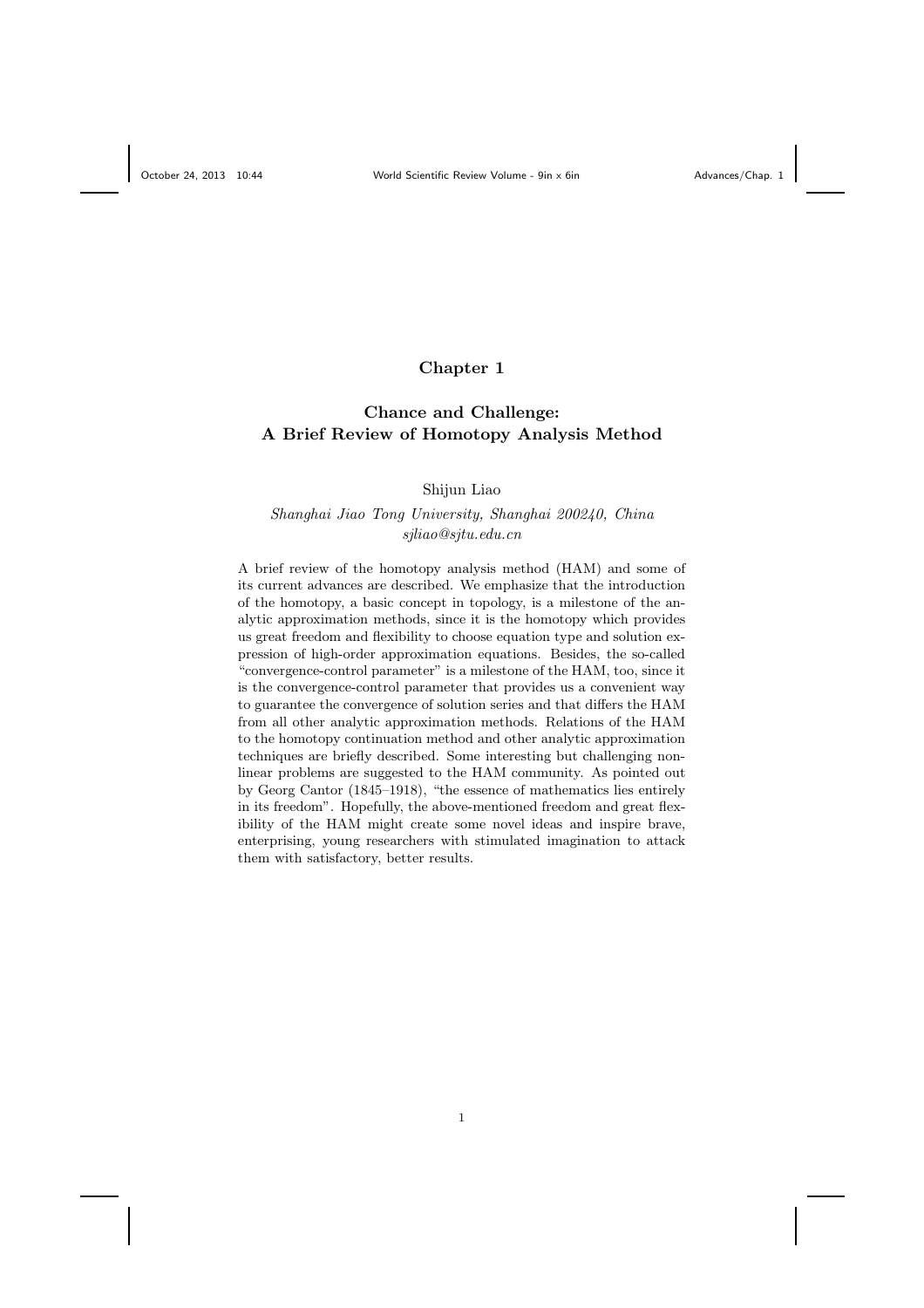# Chapter 1

## Chance and Challenge: A Brief Review of Homotopy Analysis Method

Shijun Liao

*Shanghai Jiao Tong University, Shanghai 200240, China*
*sjliao@sjtu.edu.cn*

A brief review of the homotopy analysis method (HAM) and some of its current advances are described. We emphasize that the introduction of the homotopy, a basic concept in topology, is a milestone of the analytic approximation methods, since it is the homotopy which provides us great freedom and flexibility to choose equation type and solution expression of high-order approximation equations. Besides, the so-called "convergence-control parameter" is a milestone of the HAM, too, since it is the convergence-control parameter that provides us a convenient way to guarantee the convergence of solution series and that differs the HAM from all other analytic approximation methods. Relations of the HAM to the homotopy continuation method and other analytic approximation techniques are briefly described. Some interesting but challenging nonlinear problems are suggested to the HAM community. As pointed out by Georg Cantor (1845–1918), "the essence of mathematics lies entirely in its freedom". Hopefully, the above-mentioned freedom and great flexibility of the HAM might create some novel ideas and inspire brave, enterprising, young researchers with stimulated imagination to attack them with satisfactory, better results.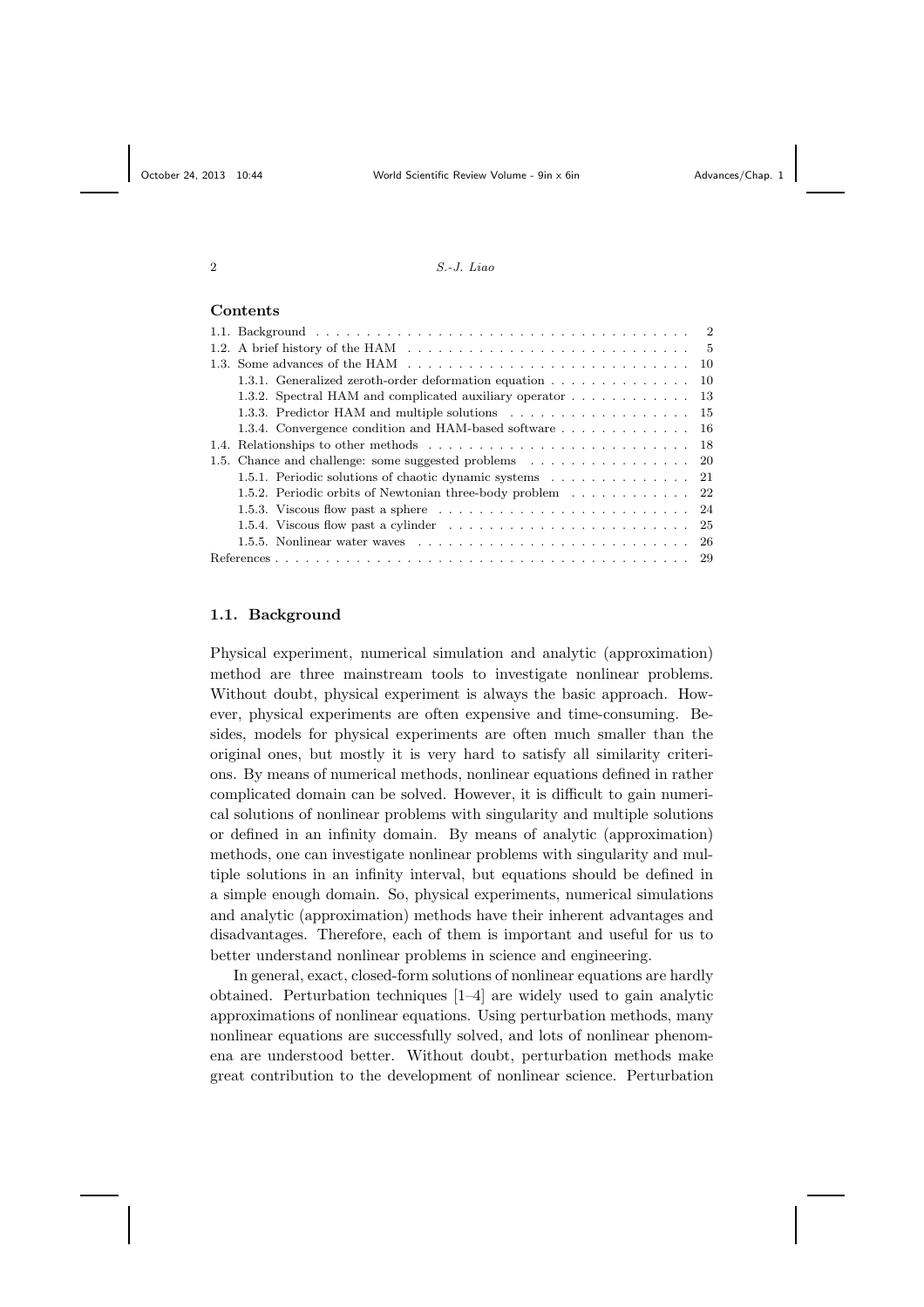## Contents

- 1.1. Background . . . . . . . . . . 2
- 1.2. A brief history of the HAM . . . . . . . . . . 5
- 1.3. Some advances of the HAM . . . . . . . . . . 10
  - 1.3.1. Generalized zeroth-order deformation equation . . . . . . . . . . 10
  - 1.3.2. Spectral HAM and complicated auxiliary operator . . . . . . . . . . 13
  - 1.3.3. Predictor HAM and multiple solutions . . . . . . . . . . 15
  - 1.3.4. Convergence condition and HAM-based software . . . . . . . . . . 16
- 1.4. Relationships to other methods . . . . . . . . . . 18
- 1.5. Chance and challenge: some suggested problems . . . . . . . . . . 20
  - 1.5.1. Periodic solutions of chaotic dynamic systems . . . . . . . . . . 21
  - 1.5.2. Periodic orbits of Newtonian three-body problem . . . . . . . . . . 22
  - 1.5.3. Viscous flow past a sphere . . . . . . . . . . 24
  - 1.5.4. Viscous flow past a cylinder . . . . . . . . . . 25
  - 1.5.5. Nonlinear water waves . . . . . . . . . . 26
- References . . . . . . . . . . 29

## 1.1. Background

Physical experiment, numerical simulation and analytic (approximation) method are three mainstream tools to investigate nonlinear problems. Without doubt, physical experiment is always the basic approach. However, physical experiments are often expensive and time-consuming. Besides, models for physical experiments are often much smaller than the original ones, but mostly it is very hard to satisfy all similarity criterions. By means of numerical methods, nonlinear equations defined in rather complicated domain can be solved. However, it is difficult to gain numerical solutions of nonlinear problems with singularity and multiple solutions or defined in an infinity domain. By means of analytic (approximation) methods, one can investigate nonlinear problems with singularity and multiple solutions in an infinity interval, but equations should be defined in a simple enough domain. So, physical experiments, numerical simulations and analytic (approximation) methods have their inherent advantages and disadvantages. Therefore, each of them is important and useful for us to better understand nonlinear problems in science and engineering.

In general, exact, closed-form solutions of nonlinear equations are hardly obtained. Perturbation techniques [1–4] are widely used to gain analytic approximations of nonlinear equations. Using perturbation methods, many nonlinear equations are successfully solved, and lots of nonlinear phenomena are understood better. Without doubt, perturbation methods make great contribution to the development of nonlinear science. Perturbation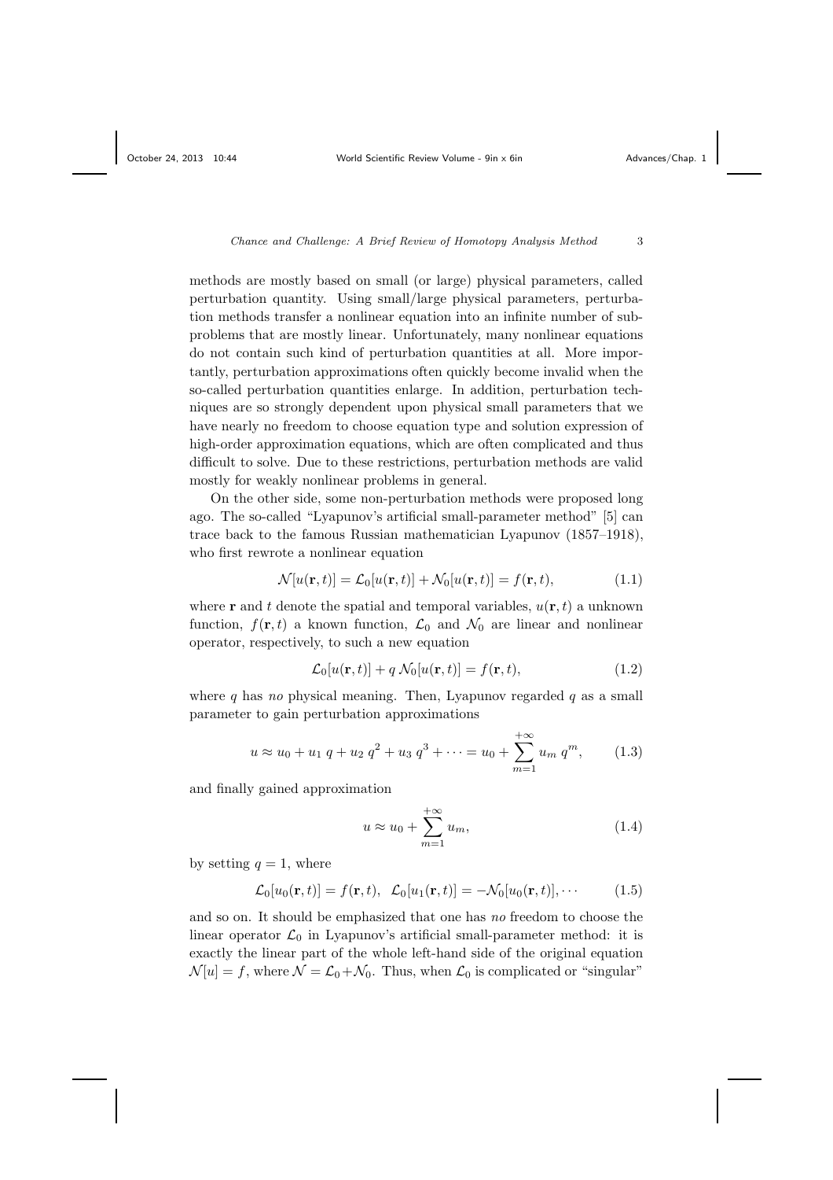methods are mostly based on small (or large) physical parameters, called perturbation quantity. Using small/large physical parameters, perturbation methods transfer a nonlinear equation into an infinite number of sub-problems that are mostly linear. Unfortunately, many nonlinear equations do not contain such kind of perturbation quantities at all. More importantly, perturbation approximations often quickly become invalid when the so-called perturbation quantities enlarge. In addition, perturbation techniques are so strongly dependent upon physical small parameters that we have nearly no freedom to choose equation type and solution expression of high-order approximation equations, which are often complicated and thus difficult to solve. Due to these restrictions, perturbation methods are valid mostly for weakly nonlinear problems in general.

On the other side, some non-perturbation methods were proposed long ago. The so-called "Lyapunov's artificial small-parameter method" [5] can trace back to the famous Russian mathematician Lyapunov (1857–1918), who first rewrote a nonlinear equation

$$\mathcal{N}[u(\mathbf{r},t)] = \mathcal{L}_0[u(\mathbf{r},t)] + \mathcal{N}_0[u(\mathbf{r},t)] = f(\mathbf{r},t), \tag{1.1}$$

where $\mathbf{r}$ and $t$ denote the spatial and temporal variables, $u(\mathbf{r},t)$ a unknown function, $f(\mathbf{r},t)$ a known function, $\mathcal{L}_0$ and $\mathcal{N}_0$ are linear and nonlinear operator, respectively, to such a new equation

$$\mathcal{L}_0[u(\mathbf{r},t)] + q\,\mathcal{N}_0[u(\mathbf{r},t)] = f(\mathbf{r},t), \tag{1.2}$$

where $q$ has *no* physical meaning. Then, Lyapunov regarded $q$ as a small parameter to gain perturbation approximations

$$u \approx u_0 + u_1\, q + u_2\, q^2 + u_3\, q^3 + \cdots = u_0 + \sum_{m=1}^{+\infty} u_m\, q^m, \tag{1.3}$$

and finally gained approximation

$$u \approx u_0 + \sum_{m=1}^{+\infty} u_m, \tag{1.4}$$

by setting $q = 1$, where

$$\mathcal{L}_0[u_0(\mathbf{r},t)] = f(\mathbf{r},t), \;\; \mathcal{L}_0[u_1(\mathbf{r},t)] = -\mathcal{N}_0[u_0(\mathbf{r},t)], \cdots \tag{1.5}$$

and so on. It should be emphasized that one has *no* freedom to choose the linear operator $\mathcal{L}_0$ in Lyapunov's artificial small-parameter method: it is exactly the linear part of the whole left-hand side of the original equation $\mathcal{N}[u] = f$, where $\mathcal{N} = \mathcal{L}_0 + \mathcal{N}_0$. Thus, when $\mathcal{L}_0$ is complicated or "singular"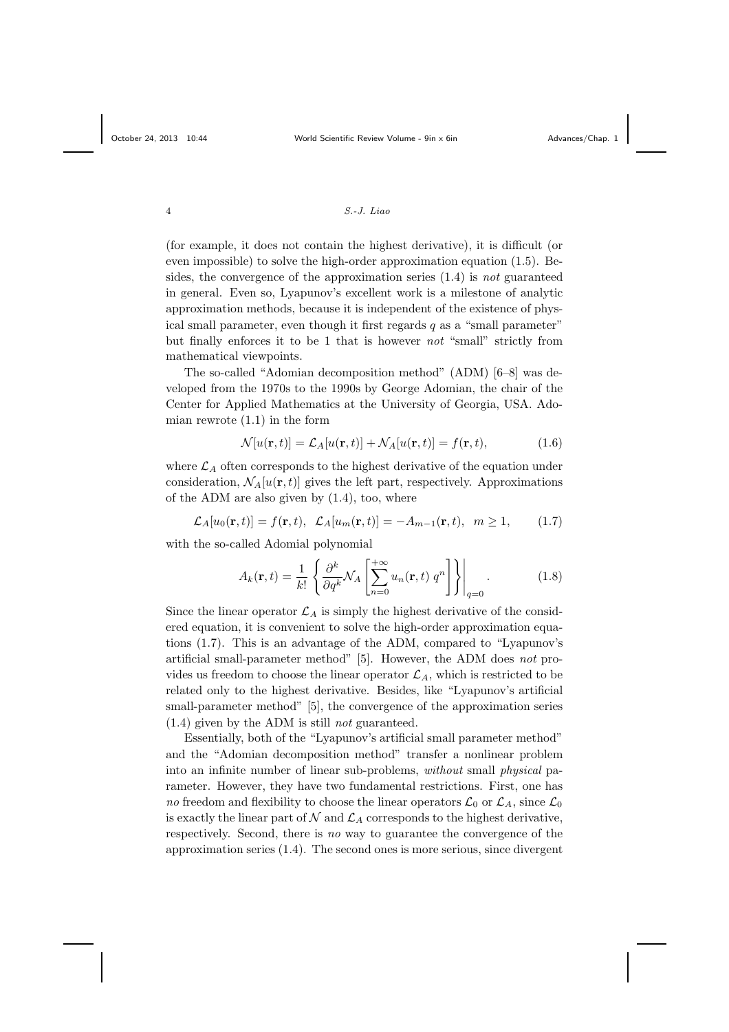(for example, it does not contain the highest derivative), it is difficult (or even impossible) to solve the high-order approximation equation (1.5). Besides, the convergence of the approximation series (1.4) is *not* guaranteed in general. Even so, Lyapunov's excellent work is a milestone of analytic approximation methods, because it is independent of the existence of physical small parameter, even though it first regards $q$ as a "small parameter" but finally enforces it to be 1 that is however *not* "small" strictly from mathematical viewpoints.

The so-called "Adomian decomposition method" (ADM) [6–8] was developed from the 1970s to the 1990s by George Adomian, the chair of the Center for Applied Mathematics at the University of Georgia, USA. Adomian rewrote (1.1) in the form

$$\mathcal{N}[u(\mathbf{r},t)] = \mathcal{L}_A[u(\mathbf{r},t)] + \mathcal{N}_A[u(\mathbf{r},t)] = f(\mathbf{r},t), \tag{1.6}$$

where $\mathcal{L}_A$ often corresponds to the highest derivative of the equation under consideration, $\mathcal{N}_A[u(\mathbf{r},t)]$ gives the left part, respectively. Approximations of the ADM are also given by (1.4), too, where

$$\mathcal{L}_A[u_0(\mathbf{r},t)] = f(\mathbf{r},t), \;\; \mathcal{L}_A[u_m(\mathbf{r},t)] = -A_{m-1}(\mathbf{r},t), \;\; m \geq 1, \tag{1.7}$$

with the so-called Adomial polynomial

$$A_k(\mathbf{r},t) = \frac{1}{k!}\left\{\frac{\partial^k}{\partial q^k}\mathcal{N}_A\left[\sum_{n=0}^{+\infty} u_n(\mathbf{r},t)\; q^n\right]\right\}\Bigg|_{q=0}. \tag{1.8}$$

Since the linear operator $\mathcal{L}_A$ is simply the highest derivative of the considered equation, it is convenient to solve the high-order approximation equations (1.7). This is an advantage of the ADM, compared to "Lyapunov's artificial small-parameter method" [5]. However, the ADM does *not* provides us freedom to choose the linear operator $\mathcal{L}_A$, which is restricted to be related only to the highest derivative. Besides, like "Lyapunov's artificial small-parameter method" [5], the convergence of the approximation series (1.4) given by the ADM is still *not* guaranteed.

Essentially, both of the "Lyapunov's artificial small parameter method" and the "Adomian decomposition method" transfer a nonlinear problem into an infinite number of linear sub-problems, *without* small *physical* parameter. However, they have two fundamental restrictions. First, one has *no* freedom and flexibility to choose the linear operators $\mathcal{L}_0$ or $\mathcal{L}_A$, since $\mathcal{L}_0$ is exactly the linear part of $\mathcal{N}$ and $\mathcal{L}_A$ corresponds to the highest derivative, respectively. Second, there is *no* way to guarantee the convergence of the approximation series (1.4). The second ones is more serious, since divergent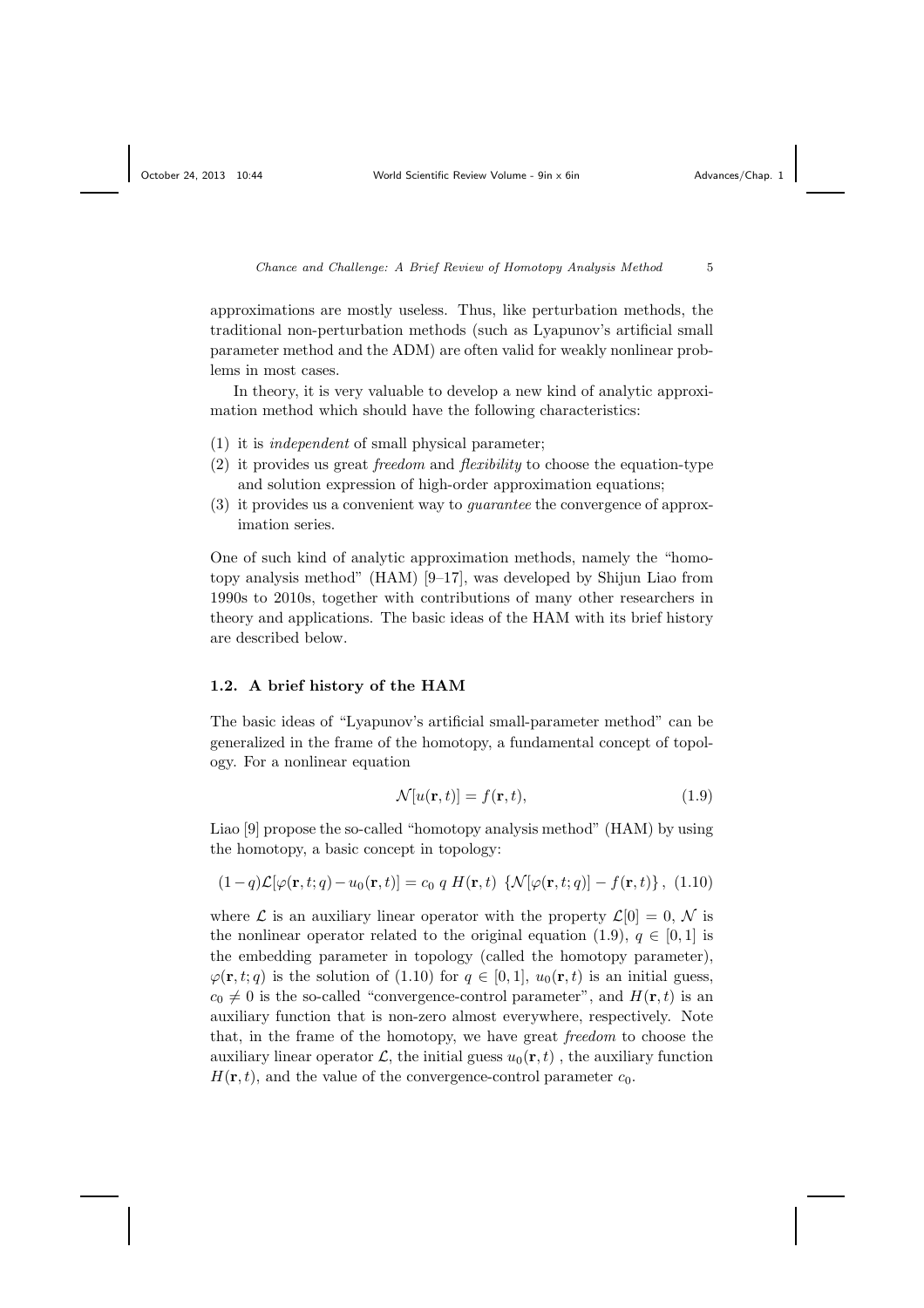approximations are mostly useless. Thus, like perturbation methods, the traditional non-perturbation methods (such as Lyapunov's artificial small parameter method and the ADM) are often valid for weakly nonlinear problems in most cases.

In theory, it is very valuable to develop a new kind of analytic approximation method which should have the following characteristics:

(1) it is *independent* of small physical parameter;
(2) it provides us great *freedom* and *flexibility* to choose the equation-type and solution expression of high-order approximation equations;
(3) it provides us a convenient way to *guarantee* the convergence of approximation series.

One of such kind of analytic approximation methods, namely the "homotopy analysis method" (HAM) [9–17], was developed by Shijun Liao from 1990s to 2010s, together with contributions of many other researchers in theory and applications. The basic ideas of the HAM with its brief history are described below.

## 1.2. A brief history of the HAM

The basic ideas of "Lyapunov's artificial small-parameter method" can be generalized in the frame of the homotopy, a fundamental concept of topology. For a nonlinear equation

$$\mathcal{N}[u(\mathbf{r},t)] = f(\mathbf{r},t), \tag{1.9}$$

Liao [9] propose the so-called "homotopy analysis method" (HAM) by using the homotopy, a basic concept in topology:

$$(1-q)\mathcal{L}[\varphi(\mathbf{r},t;q) - u_0(\mathbf{r},t)] = c_0\, q\, H(\mathbf{r},t)\ \{\mathcal{N}[\varphi(\mathbf{r},t;q)] - f(\mathbf{r},t)\}\,, \tag{1.10}$$

where $\mathcal{L}$ is an auxiliary linear operator with the property $\mathcal{L}[0] = 0$, $\mathcal{N}$ is the nonlinear operator related to the original equation (1.9), $q \in [0,1]$ is the embedding parameter in topology (called the homotopy parameter), $\varphi(\mathbf{r},t;q)$ is the solution of (1.10) for $q \in [0,1]$, $u_0(\mathbf{r},t)$ is an initial guess, $c_0 \neq 0$ is the so-called "convergence-control parameter", and $H(\mathbf{r},t)$ is an auxiliary function that is non-zero almost everywhere, respectively. Note that, in the frame of the homotopy, we have great *freedom* to choose the auxiliary linear operator $\mathcal{L}$, the initial guess $u_0(\mathbf{r},t)$ , the auxiliary function $H(\mathbf{r},t)$, and the value of the convergence-control parameter $c_0$.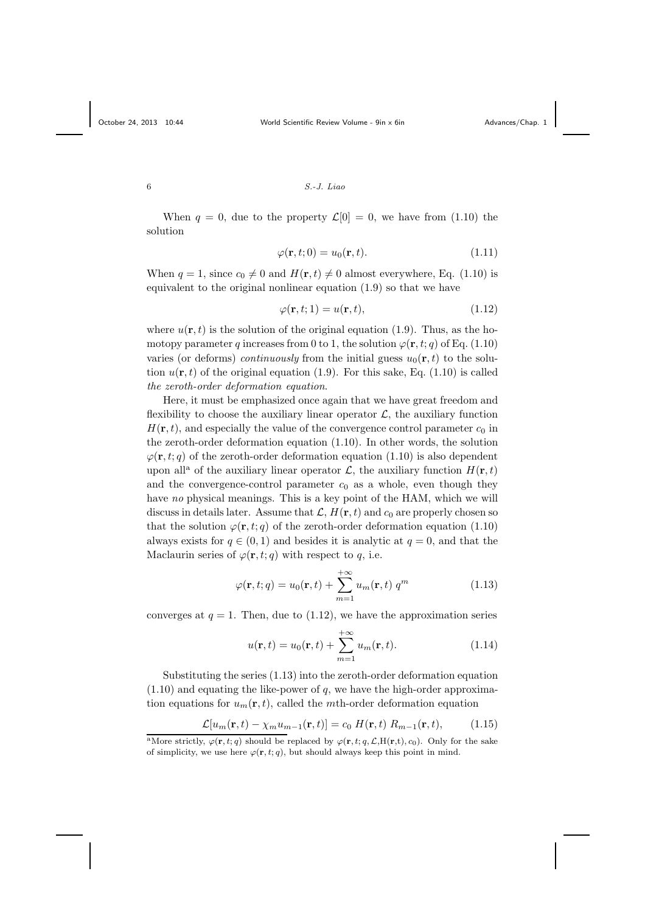When $q = 0$, due to the property $\mathcal{L}[0] = 0$, we have from (1.10) the solution

$$\varphi(\mathbf{r}, t; 0) = u_0(\mathbf{r}, t). \tag{1.11}$$

When $q = 1$, since $c_0 \neq 0$ and $H(\mathbf{r}, t) \neq 0$ almost everywhere, Eq. (1.10) is equivalent to the original nonlinear equation (1.9) so that we have

$$\varphi(\mathbf{r}, t; 1) = u(\mathbf{r}, t), \tag{1.12}$$

where $u(\mathbf{r}, t)$ is the solution of the original equation (1.9). Thus, as the homotopy parameter $q$ increases from 0 to 1, the solution $\varphi(\mathbf{r}, t; q)$ of Eq. (1.10) varies (or deforms) *continuously* from the initial guess $u_0(\mathbf{r}, t)$ to the solution $u(\mathbf{r}, t)$ of the original equation (1.9). For this sake, Eq. (1.10) is called *the zeroth-order deformation equation*.

Here, it must be emphasized once again that we have great freedom and flexibility to choose the auxiliary linear operator $\mathcal{L}$, the auxiliary function $H(\mathbf{r}, t)$, and especially the value of the convergence control parameter $c_0$ in the zeroth-order deformation equation (1.10). In other words, the solution $\varphi(\mathbf{r}, t; q)$ of the zeroth-order deformation equation (1.10) is also dependent upon all[a] of the auxiliary linear operator $\mathcal{L}$, the auxiliary function $H(\mathbf{r}, t)$ and the convergence-control parameter $c_0$ as a whole, even though they have *no* physical meanings. This is a key point of the HAM, which we will discuss in details later. Assume that $\mathcal{L}$, $H(\mathbf{r}, t)$ and $c_0$ are properly chosen so that the solution $\varphi(\mathbf{r}, t; q)$ of the zeroth-order deformation equation (1.10) always exists for $q \in (0, 1)$ and besides it is analytic at $q = 0$, and that the Maclaurin series of $\varphi(\mathbf{r}, t; q)$ with respect to $q$, i.e.

$$\varphi(\mathbf{r}, t; q) = u_0(\mathbf{r}, t) + \sum_{m=1}^{+\infty} u_m(\mathbf{r}, t)\; q^m \tag{1.13}$$

converges at $q = 1$. Then, due to (1.12), we have the approximation series

$$u(\mathbf{r}, t) = u_0(\mathbf{r}, t) + \sum_{m=1}^{+\infty} u_m(\mathbf{r}, t). \tag{1.14}$$

Substituting the series (1.13) into the zeroth-order deformation equation (1.10) and equating the like-power of $q$, we have the high-order approximation equations for $u_m(\mathbf{r}, t)$, called the $m$th-order deformation equation

$$\mathcal{L}[u_m(\mathbf{r}, t) - \chi_m u_{m-1}(\mathbf{r}, t)] = c_0\; H(\mathbf{r}, t)\; R_{m-1}(\mathbf{r}, t), \tag{1.15}$$

[a]More strictly, $\varphi(\mathbf{r}, t; q)$ should be replaced by $\varphi(\mathbf{r}, t; q, \mathcal{L}, \mathrm{H}(\mathbf{r}, t), c_0)$. Only for the sake of simplicity, we use here $\varphi(\mathbf{r}, t; q)$, but should always keep this point in mind.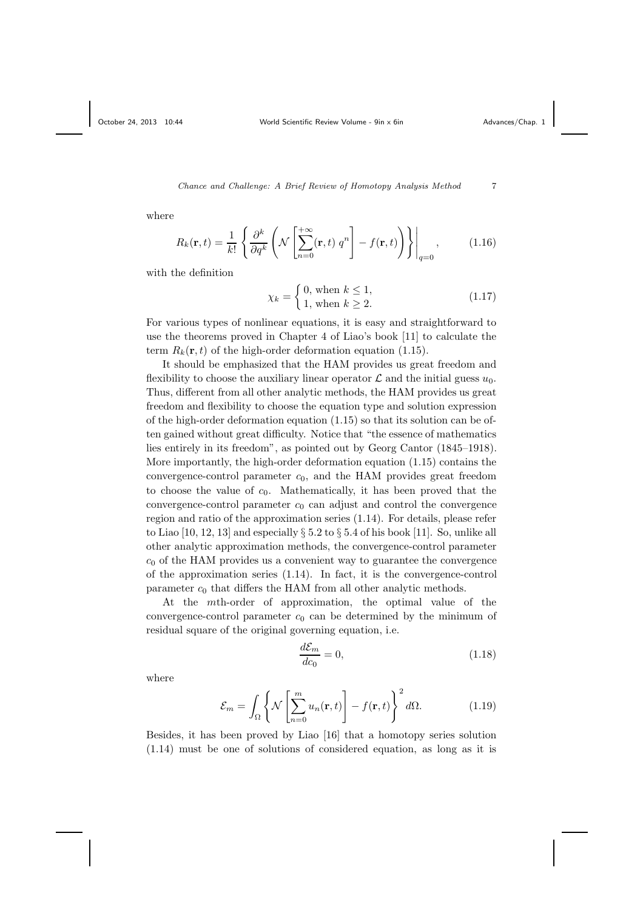where

$$R_k(\mathbf{r},t) = \frac{1}{k!}\left\{\frac{\partial^k}{\partial q^k}\left(\mathcal{N}\left[\sum_{n=0}^{+\infty}(\mathbf{r},t)\; q^n\right] - f(\mathbf{r},t)\right)\right\}\Bigg|_{q=0}, \tag{1.16}$$

with the definition

$$\chi_k = \begin{cases} 0, \text{ when } k \leq 1, \\ 1, \text{ when } k \geq 2. \end{cases} \tag{1.17}$$

For various types of nonlinear equations, it is easy and straightforward to use the theorems proved in Chapter 4 of Liao's book [11] to calculate the term $R_k(\mathbf{r},t)$ of the high-order deformation equation (1.15).

It should be emphasized that the HAM provides us great freedom and flexibility to choose the auxiliary linear operator $\mathcal{L}$ and the initial guess $u_0$. Thus, different from all other analytic methods, the HAM provides us great freedom and flexibility to choose the equation type and solution expression of the high-order deformation equation (1.15) so that its solution can be often gained without great difficulty. Notice that "the essence of mathematics lies entirely in its freedom", as pointed out by Georg Cantor (1845–1918). More importantly, the high-order deformation equation (1.15) contains the convergence-control parameter $c_0$, and the HAM provides great freedom to choose the value of $c_0$. Mathematically, it has been proved that the convergence-control parameter $c_0$ can adjust and control the convergence region and ratio of the approximation series (1.14). For details, please refer to Liao [10, 12, 13] and especially § 5.2 to § 5.4 of his book [11]. So, unlike all other analytic approximation methods, the convergence-control parameter $c_0$ of the HAM provides us a convenient way to guarantee the convergence of the approximation series (1.14). In fact, it is the convergence-control parameter $c_0$ that differs the HAM from all other analytic methods.

At the $m$th-order of approximation, the optimal value of the convergence-control parameter $c_0$ can be determined by the minimum of residual square of the original governing equation, i.e.

$$\frac{d\mathcal{E}_m}{dc_0} = 0, \tag{1.18}$$

where

$$\mathcal{E}_m = \int_\Omega \left\{\mathcal{N}\left[\sum_{n=0}^{m} u_n(\mathbf{r},t)\right] - f(\mathbf{r},t)\right\}^2 d\Omega. \tag{1.19}$$

Besides, it has been proved by Liao [16] that a homotopy series solution (1.14) must be one of solutions of considered equation, as long as it is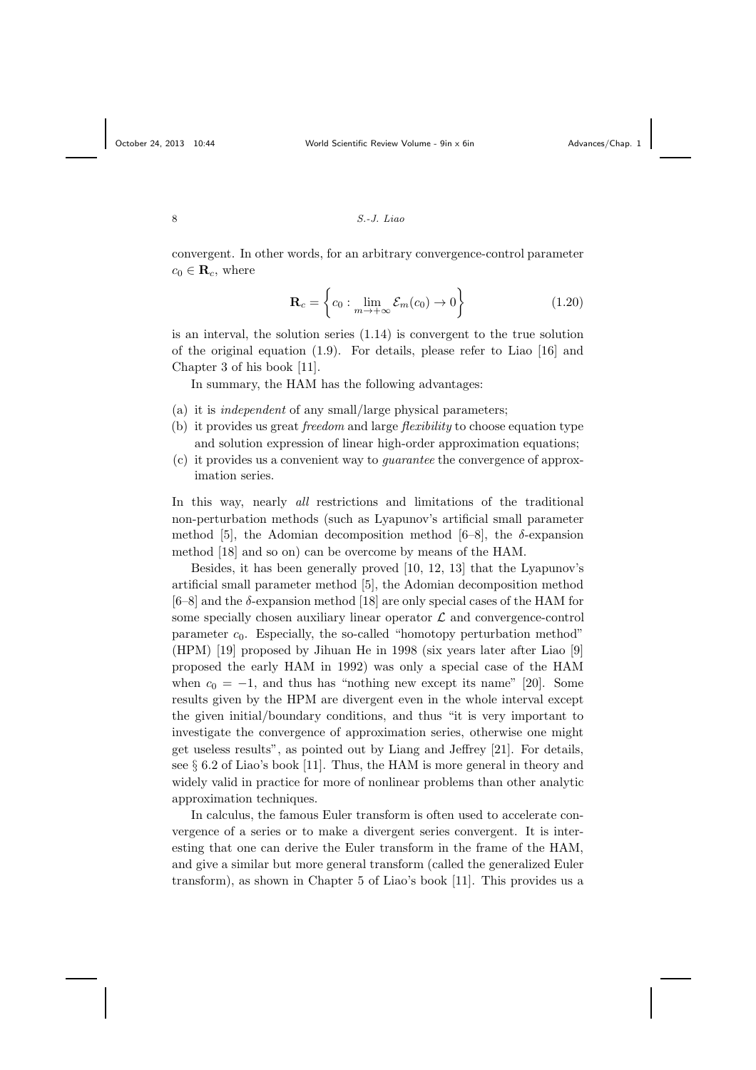convergent. In other words, for an arbitrary convergence-control parameter $c_0 \in \mathbf{R}_c$, where

$$\mathbf{R}_c = \left\{ c_0 : \lim_{m \to +\infty} \mathcal{E}_m(c_0) \to 0 \right\} \tag{1.20}$$

is an interval, the solution series (1.14) is convergent to the true solution of the original equation (1.9). For details, please refer to Liao [16] and Chapter 3 of his book [11].

In summary, the HAM has the following advantages:

(a) it is *independent* of any small/large physical parameters;
(b) it provides us great *freedom* and large *flexibility* to choose equation type and solution expression of linear high-order approximation equations;
(c) it provides us a convenient way to *guarantee* the convergence of approximation series.

In this way, nearly *all* restrictions and limitations of the traditional non-perturbation methods (such as Lyapunov's artificial small parameter method [5], the Adomian decomposition method [6–8], the $\delta$-expansion method [18] and so on) can be overcome by means of the HAM.

Besides, it has been generally proved [10, 12, 13] that the Lyapunov's artificial small parameter method [5], the Adomian decomposition method [6–8] and the $\delta$-expansion method [18] are only special cases of the HAM for some specially chosen auxiliary linear operator $\mathcal{L}$ and convergence-control parameter $c_0$. Especially, the so-called "homotopy perturbation method" (HPM) [19] proposed by Jihuan He in 1998 (six years later after Liao [9] proposed the early HAM in 1992) was only a special case of the HAM when $c_0 = -1$, and thus has "nothing new except its name" [20]. Some results given by the HPM are divergent even in the whole interval except the given initial/boundary conditions, and thus "it is very important to investigate the convergence of approximation series, otherwise one might get useless results", as pointed out by Liang and Jeffrey [21]. For details, see § 6.2 of Liao's book [11]. Thus, the HAM is more general in theory and widely valid in practice for more of nonlinear problems than other analytic approximation techniques.

In calculus, the famous Euler transform is often used to accelerate convergence of a series or to make a divergent series convergent. It is interesting that one can derive the Euler transform in the frame of the HAM, and give a similar but more general transform (called the generalized Euler transform), as shown in Chapter 5 of Liao's book [11]. This provides us a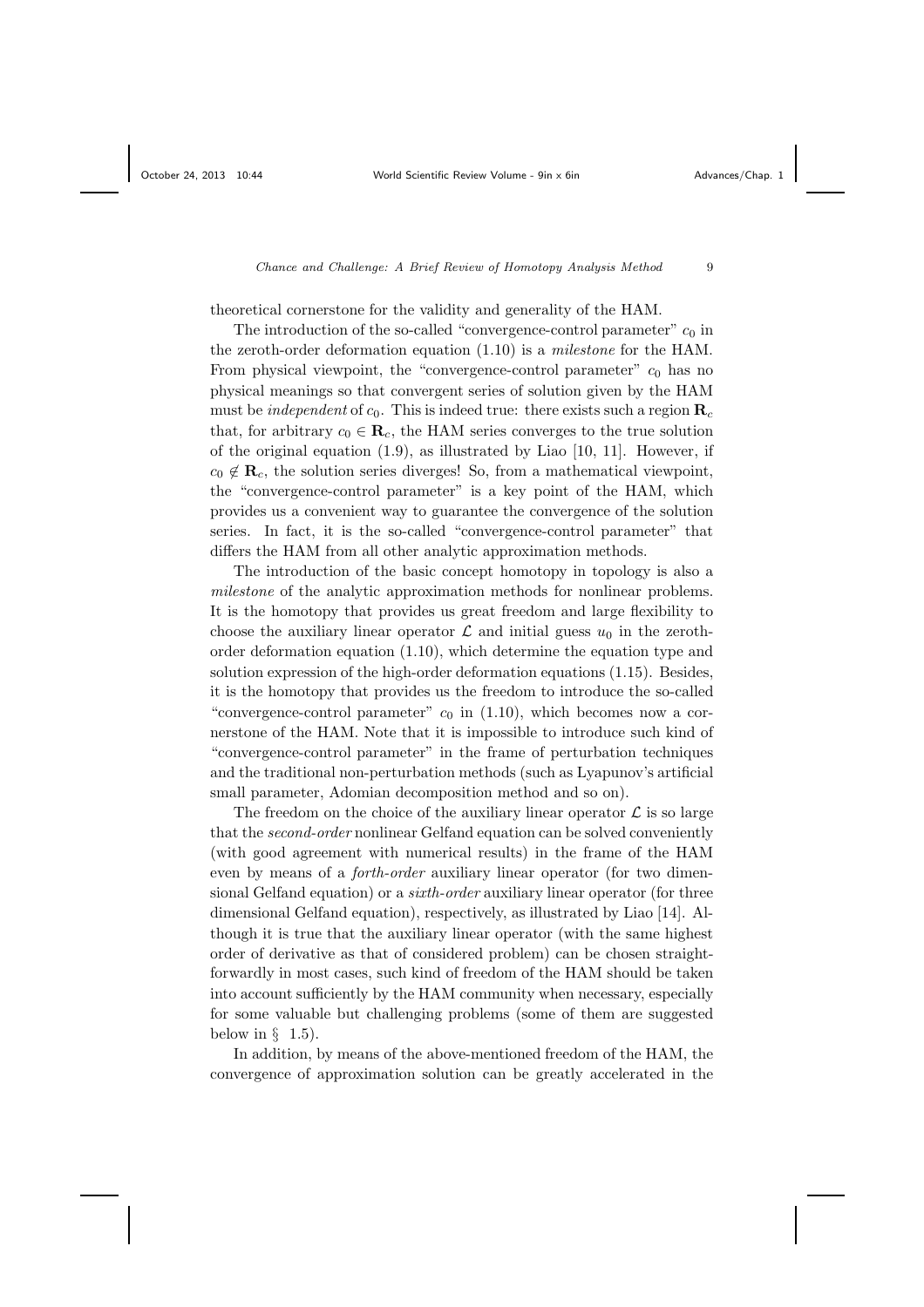theoretical cornerstone for the validity and generality of the HAM.

The introduction of the so-called "convergence-control parameter" $c_0$ in the zeroth-order deformation equation (1.10) is a *milestone* for the HAM. From physical viewpoint, the "convergence-control parameter" $c_0$ has no physical meanings so that convergent series of solution given by the HAM must be *independent* of $c_0$. This is indeed true: there exists such a region $\mathbf{R}_c$ that, for arbitrary $c_0 \in \mathbf{R}_c$, the HAM series converges to the true solution of the original equation (1.9), as illustrated by Liao [10, 11]. However, if $c_0 \notin \mathbf{R}_c$, the solution series diverges! So, from a mathematical viewpoint, the "convergence-control parameter" is a key point of the HAM, which provides us a convenient way to guarantee the convergence of the solution series. In fact, it is the so-called "convergence-control parameter" that differs the HAM from all other analytic approximation methods.

The introduction of the basic concept homotopy in topology is also a *milestone* of the analytic approximation methods for nonlinear problems. It is the homotopy that provides us great freedom and large flexibility to choose the auxiliary linear operator $\mathcal{L}$ and initial guess $u_0$ in the zeroth-order deformation equation (1.10), which determine the equation type and solution expression of the high-order deformation equations (1.15). Besides, it is the homotopy that provides us the freedom to introduce the so-called "convergence-control parameter" $c_0$ in (1.10), which becomes now a cornerstone of the HAM. Note that it is impossible to introduce such kind of "convergence-control parameter" in the frame of perturbation techniques and the traditional non-perturbation methods (such as Lyapunov's artificial small parameter, Adomian decomposition method and so on).

The freedom on the choice of the auxiliary linear operator $\mathcal{L}$ is so large that the *second-order* nonlinear Gelfand equation can be solved conveniently (with good agreement with numerical results) in the frame of the HAM even by means of a *forth-order* auxiliary linear operator (for two dimensional Gelfand equation) or a *sixth-order* auxiliary linear operator (for three dimensional Gelfand equation), respectively, as illustrated by Liao [14]. Although it is true that the auxiliary linear operator (with the same highest order of derivative as that of considered problem) can be chosen straightforwardly in most cases, such kind of freedom of the HAM should be taken into account sufficiently by the HAM community when necessary, especially for some valuable but challenging problems (some of them are suggested below in § 1.5).

In addition, by means of the above-mentioned freedom of the HAM, the convergence of approximation solution can be greatly accelerated in the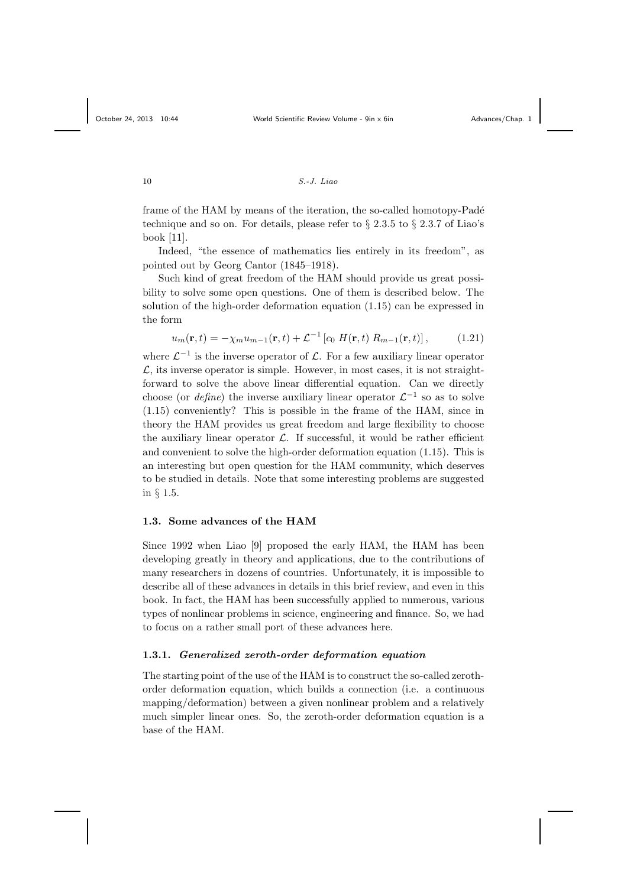frame of the HAM by means of the iteration, the so-called homotopy-Padé technique and so on. For details, please refer to § 2.3.5 to § 2.3.7 of Liao's book [11].

Indeed, "the essence of mathematics lies entirely in its freedom", as pointed out by Georg Cantor (1845–1918).

Such kind of great freedom of the HAM should provide us great possibility to solve some open questions. One of them is described below. The solution of the high-order deformation equation (1.15) can be expressed in the form

$$u_m(\mathbf{r}, t) = -\chi_m u_{m-1}(\mathbf{r}, t) + \mathcal{L}^{-1}\left[c_0 \; H(\mathbf{r}, t) \; R_{m-1}(\mathbf{r}, t)\right], \tag{1.21}$$

where $\mathcal{L}^{-1}$ is the inverse operator of $\mathcal{L}$. For a few auxiliary linear operator $\mathcal{L}$, its inverse operator is simple. However, in most cases, it is not straightforward to solve the above linear differential equation. Can we directly choose (or *define*) the inverse auxiliary linear operator $\mathcal{L}^{-1}$ so as to solve (1.15) conveniently? This is possible in the frame of the HAM, since in theory the HAM provides us great freedom and large flexibility to choose the auxiliary linear operator $\mathcal{L}$. If successful, it would be rather efficient and convenient to solve the high-order deformation equation (1.15). This is an interesting but open question for the HAM community, which deserves to be studied in details. Note that some interesting problems are suggested in § 1.5.

## 1.3. Some advances of the HAM

Since 1992 when Liao [9] proposed the early HAM, the HAM has been developing greatly in theory and applications, due to the contributions of many researchers in dozens of countries. Unfortunately, it is impossible to describe all of these advances in details in this brief review, and even in this book. In fact, the HAM has been successfully applied to numerous, various types of nonlinear problems in science, engineering and finance. So, we had to focus on a rather small port of these advances here.

### 1.3.1. *Generalized zeroth-order deformation equation*

The starting point of the use of the HAM is to construct the so-called zeroth-order deformation equation, which builds a connection (i.e. a continuous mapping/deformation) between a given nonlinear problem and a relatively much simpler linear ones. So, the zeroth-order deformation equation is a base of the HAM.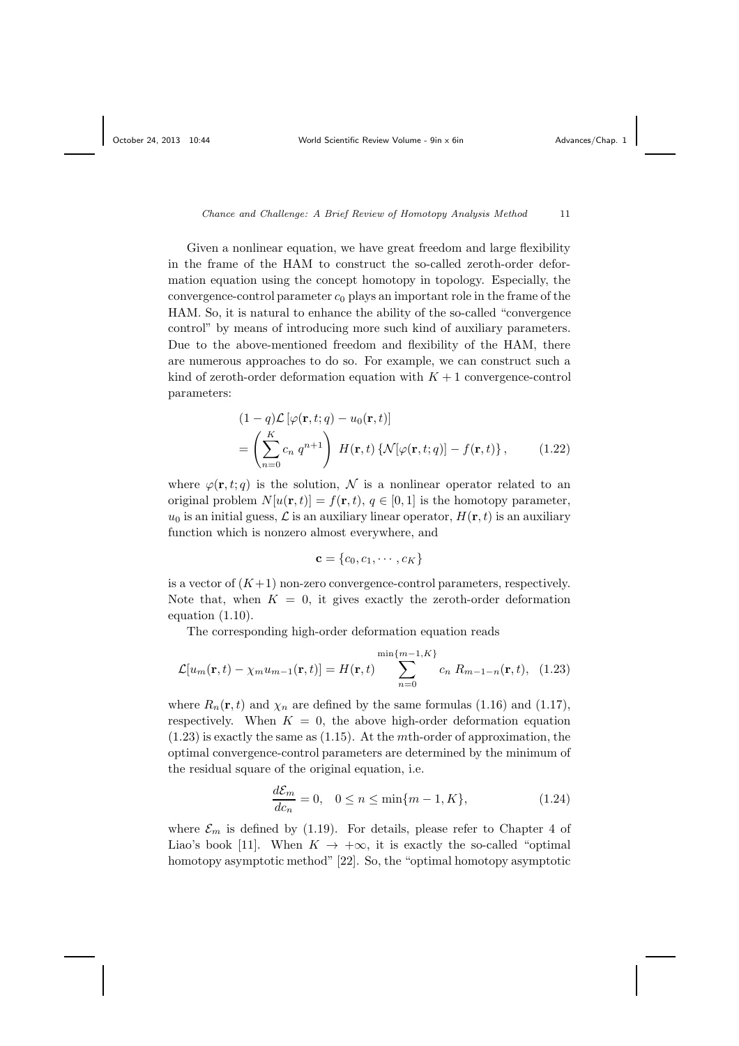Given a nonlinear equation, we have great freedom and large flexibility in the frame of the HAM to construct the so-called zeroth-order deformation equation using the concept homotopy in topology. Especially, the convergence-control parameter $c_0$ plays an important role in the frame of the HAM. So, it is natural to enhance the ability of the so-called "convergence control" by means of introducing more such kind of auxiliary parameters. Due to the above-mentioned freedom and flexibility of the HAM, there are numerous approaches to do so. For example, we can construct such a kind of zeroth-order deformation equation with $K+1$ convergence-control parameters:

$$
\begin{aligned}
&(1-q)\mathcal{L}\left[\varphi(\mathbf{r},t;q)-u_0(\mathbf{r},t)\right] \\
&=\left(\sum_{n=0}^{K} c_n\, q^{n+1}\right)\ H(\mathbf{r},t)\left\{\mathcal{N}[\varphi(\mathbf{r},t;q)]-f(\mathbf{r},t)\right\}, \qquad (1.22)
\end{aligned}
$$

where $\varphi(\mathbf{r},t;q)$ is the solution, $\mathcal{N}$ is a nonlinear operator related to an original problem $N[u(\mathbf{r},t)] = f(\mathbf{r},t)$, $q \in [0,1]$ is the homotopy parameter, $u_0$ is an initial guess, $\mathcal{L}$ is an auxiliary linear operator, $H(\mathbf{r},t)$ is an auxiliary function which is nonzero almost everywhere, and

$$
\mathbf{c} = \{c_0, c_1, \cdots, c_K\}
$$

is a vector of $(K+1)$ non-zero convergence-control parameters, respectively. Note that, when $K = 0$, it gives exactly the zeroth-order deformation equation (1.10).

The corresponding high-order deformation equation reads

$$
\mathcal{L}[u_m(\mathbf{r},t)-\chi_m u_{m-1}(\mathbf{r},t)] = H(\mathbf{r},t)\sum_{n=0}^{\min\{m-1,K\}} c_n\, R_{m-1-n}(\mathbf{r},t), \quad (1.23)
$$

where $R_n(\mathbf{r},t)$ and $\chi_n$ are defined by the same formulas (1.16) and (1.17), respectively. When $K = 0$, the above high-order deformation equation (1.23) is exactly the same as (1.15). At the $m$th-order of approximation, the optimal convergence-control parameters are determined by the minimum of the residual square of the original equation, i.e.

$$
\frac{d\mathcal{E}_m}{dc_n} = 0, \quad 0 \le n \le \min\{m-1, K\}, \qquad (1.24)
$$

where $\mathcal{E}_m$ is defined by (1.19). For details, please refer to Chapter 4 of Liao's book [11]. When $K \to +\infty$, it is exactly the so-called "optimal homotopy asymptotic method" [22]. So, the "optimal homotopy asymptotic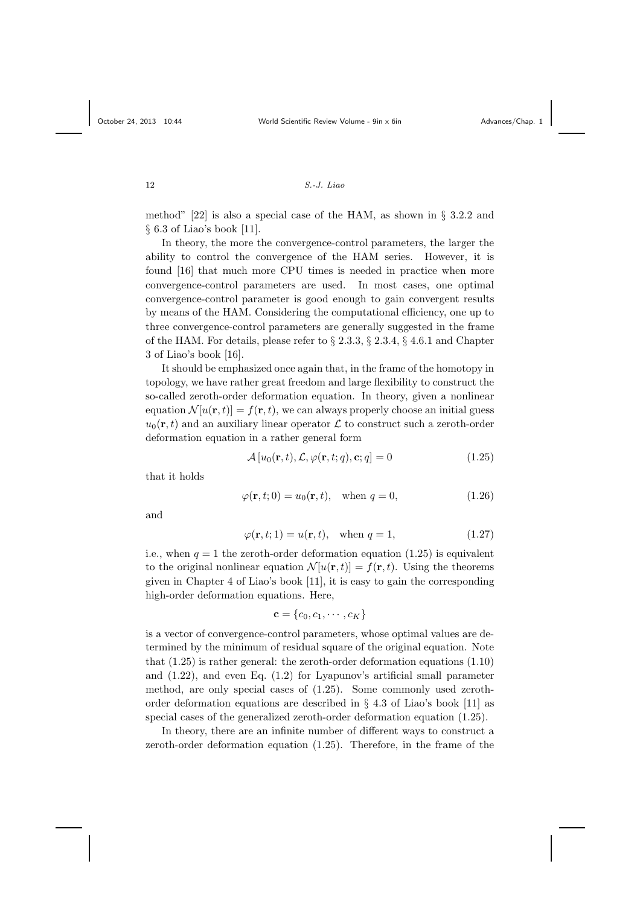method" [22] is also a special case of the HAM, as shown in § 3.2.2 and § 6.3 of Liao's book [11].

In theory, the more the convergence-control parameters, the larger the ability to control the convergence of the HAM series. However, it is found [16] that much more CPU times is needed in practice when more convergence-control parameters are used. In most cases, one optimal convergence-control parameter is good enough to gain convergent results by means of the HAM. Considering the computational efficiency, one up to three convergence-control parameters are generally suggested in the frame of the HAM. For details, please refer to § 2.3.3, § 2.3.4, § 4.6.1 and Chapter 3 of Liao's book [16].

It should be emphasized once again that, in the frame of the homotopy in topology, we have rather great freedom and large flexibility to construct the so-called zeroth-order deformation equation. In theory, given a nonlinear equation $\mathcal{N}[u(\mathbf{r},t)] = f(\mathbf{r},t)$, we can always properly choose an initial guess $u_0(\mathbf{r},t)$ and an auxiliary linear operator $\mathcal{L}$ to construct such a zeroth-order deformation equation in a rather general form

$$\mathcal{A}\left[u_0(\mathbf{r},t), \mathcal{L}, \varphi(\mathbf{r},t;q), \mathbf{c}; q\right] = 0 \tag{1.25}$$

that it holds

$$\varphi(\mathbf{r},t;0) = u_0(\mathbf{r},t), \quad \text{when } q = 0, \tag{1.26}$$

and

$$\varphi(\mathbf{r},t;1) = u(\mathbf{r},t), \quad \text{when } q = 1, \tag{1.27}$$

i.e., when $q = 1$ the zeroth-order deformation equation (1.25) is equivalent to the original nonlinear equation $\mathcal{N}[u(\mathbf{r},t)] = f(\mathbf{r},t)$. Using the theorems given in Chapter 4 of Liao's book [11], it is easy to gain the corresponding high-order deformation equations. Here,

$$\mathbf{c} = \{c_0, c_1, \cdots, c_K\}$$

is a vector of convergence-control parameters, whose optimal values are determined by the minimum of residual square of the original equation. Note that (1.25) is rather general: the zeroth-order deformation equations (1.10) and (1.22), and even Eq. (1.2) for Lyapunov's artificial small parameter method, are only special cases of (1.25). Some commonly used zeroth-order deformation equations are described in § 4.3 of Liao's book [11] as special cases of the generalized zeroth-order deformation equation (1.25).

In theory, there are an infinite number of different ways to construct a zeroth-order deformation equation (1.25). Therefore, in the frame of the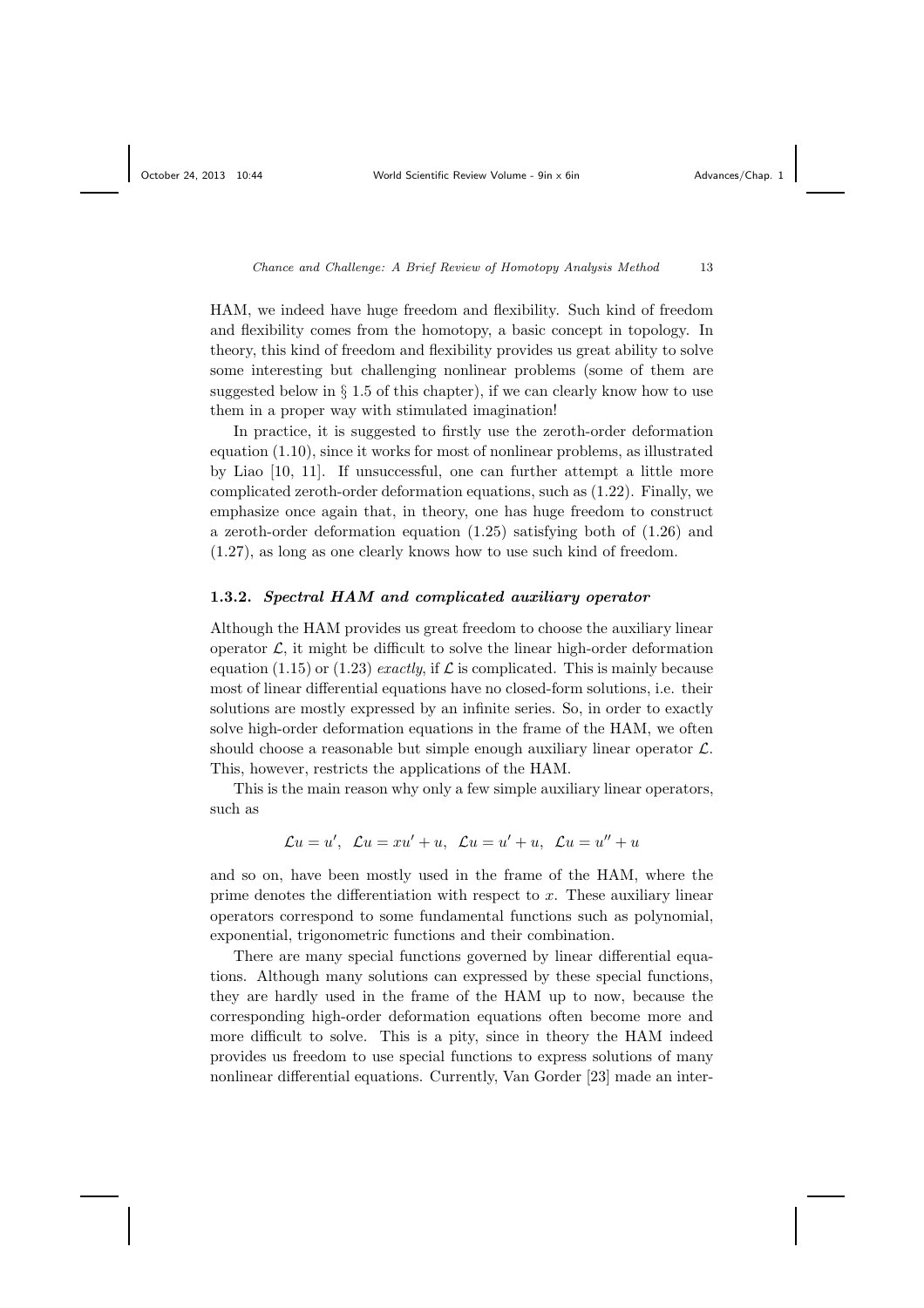HAM, we indeed have huge freedom and flexibility. Such kind of freedom and flexibility comes from the homotopy, a basic concept in topology. In theory, this kind of freedom and flexibility provides us great ability to solve some interesting but challenging nonlinear problems (some of them are suggested below in § 1.5 of this chapter), if we can clearly know how to use them in a proper way with stimulated imagination!

In practice, it is suggested to firstly use the zeroth-order deformation equation (1.10), since it works for most of nonlinear problems, as illustrated by Liao [10, 11]. If unsuccessful, one can further attempt a little more complicated zeroth-order deformation equations, such as (1.22). Finally, we emphasize once again that, in theory, one has huge freedom to construct a zeroth-order deformation equation (1.25) satisfying both of (1.26) and (1.27), as long as one clearly knows how to use such kind of freedom.

### 1.3.2. *Spectral HAM and complicated auxiliary operator*

Although the HAM provides us great freedom to choose the auxiliary linear operator $\mathcal{L}$, it might be difficult to solve the linear high-order deformation equation (1.15) or (1.23) *exactly*, if $\mathcal{L}$ is complicated. This is mainly because most of linear differential equations have no closed-form solutions, i.e. their solutions are mostly expressed by an infinite series. So, in order to exactly solve high-order deformation equations in the frame of the HAM, we often should choose a reasonable but simple enough auxiliary linear operator $\mathcal{L}$. This, however, restricts the applications of the HAM.

This is the main reason why only a few simple auxiliary linear operators, such as

$$\mathcal{L}u = u', \;\; \mathcal{L}u = xu' + u, \;\; \mathcal{L}u = u' + u, \;\; \mathcal{L}u = u'' + u$$

and so on, have been mostly used in the frame of the HAM, where the prime denotes the differentiation with respect to $x$. These auxiliary linear operators correspond to some fundamental functions such as polynomial, exponential, trigonometric functions and their combination.

There are many special functions governed by linear differential equations. Although many solutions can expressed by these special functions, they are hardly used in the frame of the HAM up to now, because the corresponding high-order deformation equations often become more and more difficult to solve. This is a pity, since in theory the HAM indeed provides us freedom to use special functions to express solutions of many nonlinear differential equations. Currently, Van Gorder [23] made an inter-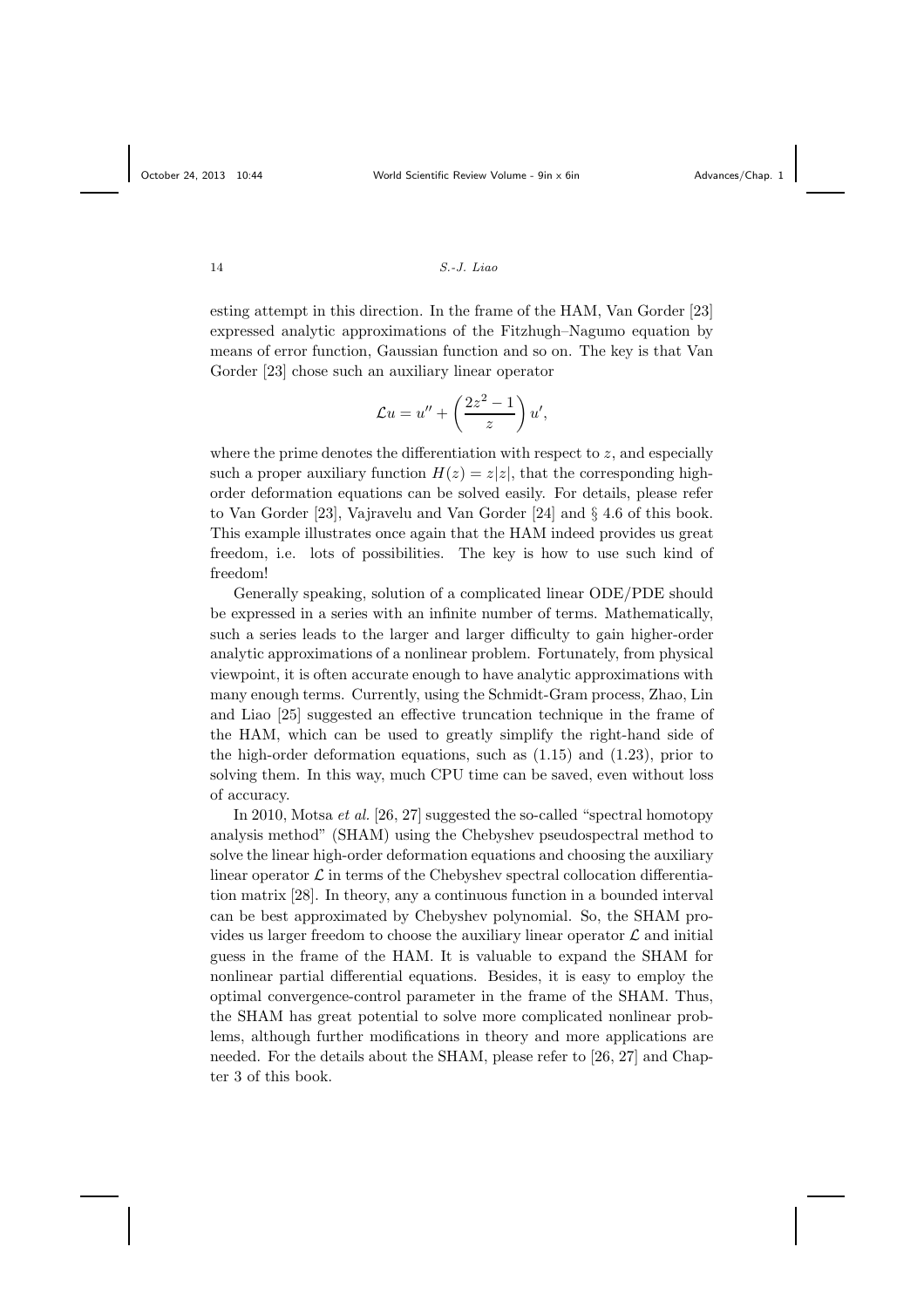esting attempt in this direction. In the frame of the HAM, Van Gorder [23] expressed analytic approximations of the Fitzhugh–Nagumo equation by means of error function, Gaussian function and so on. The key is that Van Gorder [23] chose such an auxiliary linear operator

$$\mathcal{L}u = u'' + \left(\frac{2z^2-1}{z}\right)u',$$

where the prime denotes the differentiation with respect to $z$, and especially such a proper auxiliary function $H(z) = z|z|$, that the corresponding high-order deformation equations can be solved easily. For details, please refer to Van Gorder [23], Vajravelu and Van Gorder [24] and § 4.6 of this book. This example illustrates once again that the HAM indeed provides us great freedom, i.e. lots of possibilities. The key is how to use such kind of freedom!

Generally speaking, solution of a complicated linear ODE/PDE should be expressed in a series with an infinite number of terms. Mathematically, such a series leads to the larger and larger difficulty to gain higher-order analytic approximations of a nonlinear problem. Fortunately, from physical viewpoint, it is often accurate enough to have analytic approximations with many enough terms. Currently, using the Schmidt-Gram process, Zhao, Lin and Liao [25] suggested an effective truncation technique in the frame of the HAM, which can be used to greatly simplify the right-hand side of the high-order deformation equations, such as (1.15) and (1.23), prior to solving them. In this way, much CPU time can be saved, even without loss of accuracy.

In 2010, Motsa *et al.* [26, 27] suggested the so-called "spectral homotopy analysis method" (SHAM) using the Chebyshev pseudospectral method to solve the linear high-order deformation equations and choosing the auxiliary linear operator $\mathcal{L}$ in terms of the Chebyshev spectral collocation differentiation matrix [28]. In theory, any a continuous function in a bounded interval can be best approximated by Chebyshev polynomial. So, the SHAM provides us larger freedom to choose the auxiliary linear operator $\mathcal{L}$ and initial guess in the frame of the HAM. It is valuable to expand the SHAM for nonlinear partial differential equations. Besides, it is easy to employ the optimal convergence-control parameter in the frame of the SHAM. Thus, the SHAM has great potential to solve more complicated nonlinear problems, although further modifications in theory and more applications are needed. For the details about the SHAM, please refer to [26, 27] and Chapter 3 of this book.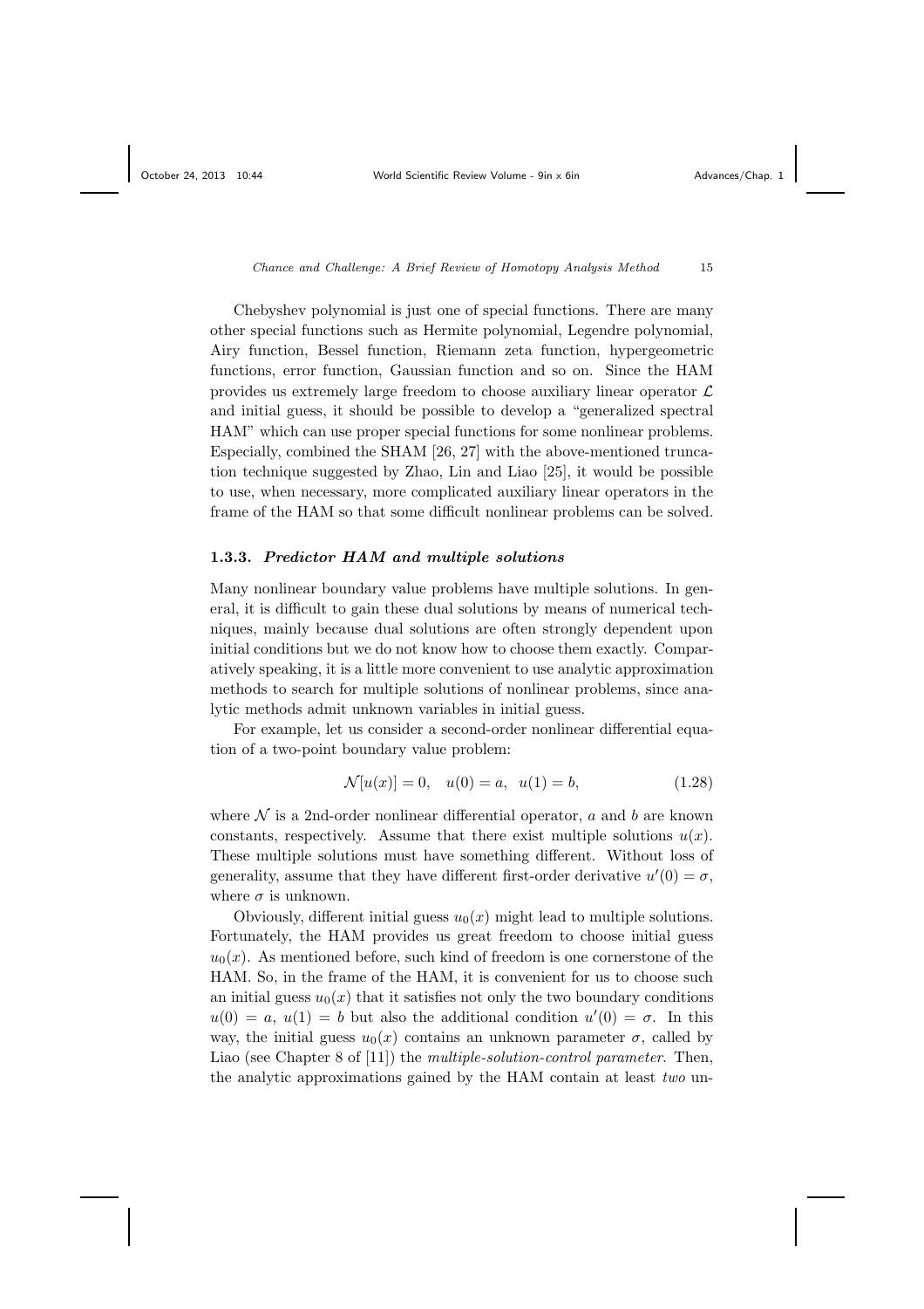Chebyshev polynomial is just one of special functions. There are many other special functions such as Hermite polynomial, Legendre polynomial, Airy function, Bessel function, Riemann zeta function, hypergeometric functions, error function, Gaussian function and so on. Since the HAM provides us extremely large freedom to choose auxiliary linear operator $\mathcal{L}$ and initial guess, it should be possible to develop a "generalized spectral HAM" which can use proper special functions for some nonlinear problems. Especially, combined the SHAM [26, 27] with the above-mentioned truncation technique suggested by Zhao, Lin and Liao [25], it would be possible to use, when necessary, more complicated auxiliary linear operators in the frame of the HAM so that some difficult nonlinear problems can be solved.

### 1.3.3. *Predictor HAM and multiple solutions*

Many nonlinear boundary value problems have multiple solutions. In general, it is difficult to gain these dual solutions by means of numerical techniques, mainly because dual solutions are often strongly dependent upon initial conditions but we do not know how to choose them exactly. Comparatively speaking, it is a little more convenient to use analytic approximation methods to search for multiple solutions of nonlinear problems, since analytic methods admit unknown variables in initial guess.

For example, let us consider a second-order nonlinear differential equation of a two-point boundary value problem:

$$\mathcal{N}[u(x)] = 0, \quad u(0) = a, \;\; u(1) = b, \tag{1.28}$$

where $\mathcal{N}$ is a 2nd-order nonlinear differential operator, $a$ and $b$ are known constants, respectively. Assume that there exist multiple solutions $u(x)$. These multiple solutions must have something different. Without loss of generality, assume that they have different first-order derivative $u'(0) = \sigma$, where $\sigma$ is unknown.

Obviously, different initial guess $u_0(x)$ might lead to multiple solutions. Fortunately, the HAM provides us great freedom to choose initial guess $u_0(x)$. As mentioned before, such kind of freedom is one cornerstone of the HAM. So, in the frame of the HAM, it is convenient for us to choose such an initial guess $u_0(x)$ that it satisfies not only the two boundary conditions $u(0) = a$, $u(1) = b$ but also the additional condition $u'(0) = \sigma$. In this way, the initial guess $u_0(x)$ contains an unknown parameter $\sigma$, called by Liao (see Chapter 8 of [11]) the *multiple-solution-control parameter*. Then, the analytic approximations gained by the HAM contain at least *two* un-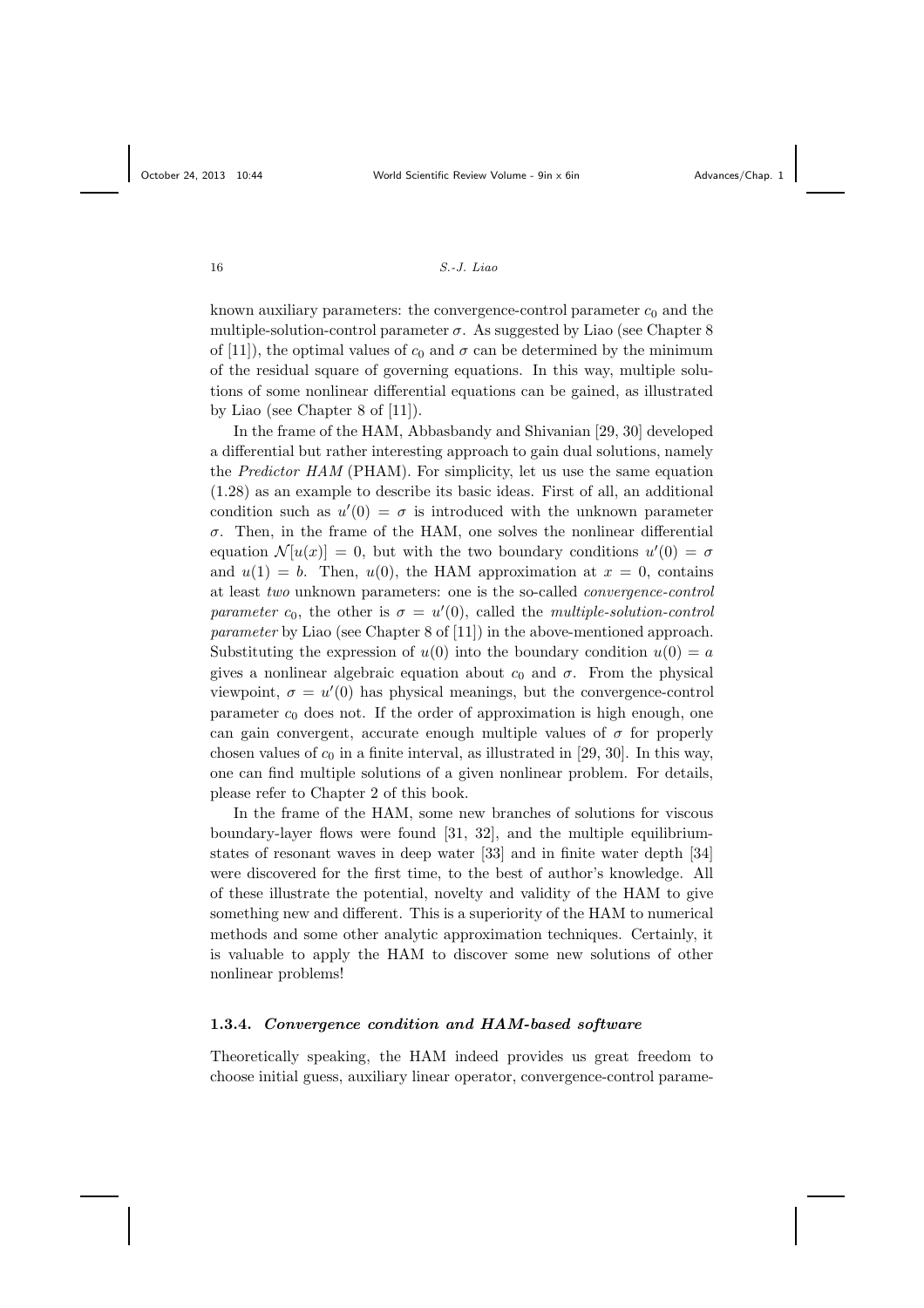known auxiliary parameters: the convergence-control parameter $c_0$ and the multiple-solution-control parameter $\sigma$. As suggested by Liao (see Chapter 8 of [11]), the optimal values of $c_0$ and $\sigma$ can be determined by the minimum of the residual square of governing equations. In this way, multiple solutions of some nonlinear differential equations can be gained, as illustrated by Liao (see Chapter 8 of [11]).

In the frame of the HAM, Abbasbandy and Shivanian [29, 30] developed a differential but rather interesting approach to gain dual solutions, namely the *Predictor HAM* (PHAM). For simplicity, let us use the same equation (1.28) as an example to describe its basic ideas. First of all, an additional condition such as $u'(0) = \sigma$ is introduced with the unknown parameter $\sigma$. Then, in the frame of the HAM, one solves the nonlinear differential equation $\mathcal{N}[u(x)] = 0$, but with the two boundary conditions $u'(0) = \sigma$ and $u(1) = b$. Then, $u(0)$, the HAM approximation at $x = 0$, contains at least *two* unknown parameters: one is the so-called *convergence-control parameter* $c_0$, the other is $\sigma = u'(0)$, called the *multiple-solution-control parameter* by Liao (see Chapter 8 of [11]) in the above-mentioned approach. Substituting the expression of $u(0)$ into the boundary condition $u(0) = a$ gives a nonlinear algebraic equation about $c_0$ and $\sigma$. From the physical viewpoint, $\sigma = u'(0)$ has physical meanings, but the convergence-control parameter $c_0$ does not. If the order of approximation is high enough, one can gain convergent, accurate enough multiple values of $\sigma$ for properly chosen values of $c_0$ in a finite interval, as illustrated in [29, 30]. In this way, one can find multiple solutions of a given nonlinear problem. For details, please refer to Chapter 2 of this book.

In the frame of the HAM, some new branches of solutions for viscous boundary-layer flows were found [31, 32], and the multiple equilibrium-states of resonant waves in deep water [33] and in finite water depth [34] were discovered for the first time, to the best of author's knowledge. All of these illustrate the potential, novelty and validity of the HAM to give something new and different. This is a superiority of the HAM to numerical methods and some other analytic approximation techniques. Certainly, it is valuable to apply the HAM to discover some new solutions of other nonlinear problems!

### 1.3.4. *Convergence condition and HAM-based software*

Theoretically speaking, the HAM indeed provides us great freedom to choose initial guess, auxiliary linear operator, convergence-control parame-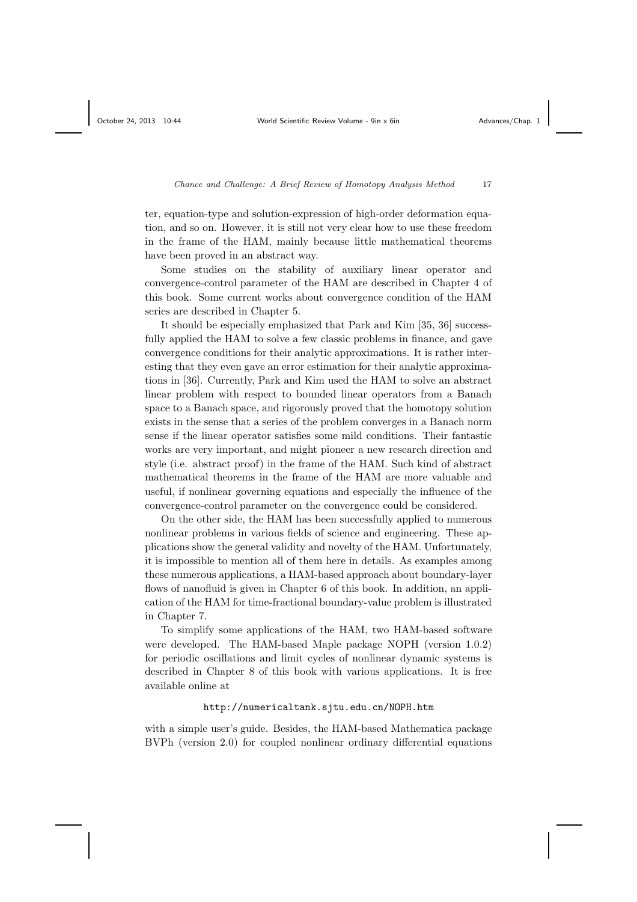ter, equation-type and solution-expression of high-order deformation equation, and so on. However, it is still not very clear how to use these freedom in the frame of the HAM, mainly because little mathematical theorems have been proved in an abstract way.

Some studies on the stability of auxiliary linear operator and convergence-control parameter of the HAM are described in Chapter 4 of this book. Some current works about convergence condition of the HAM series are described in Chapter 5.

It should be especially emphasized that Park and Kim [35, 36] successfully applied the HAM to solve a few classic problems in finance, and gave convergence conditions for their analytic approximations. It is rather interesting that they even gave an error estimation for their analytic approximations in [36]. Currently, Park and Kim used the HAM to solve an abstract linear problem with respect to bounded linear operators from a Banach space to a Banach space, and rigorously proved that the homotopy solution exists in the sense that a series of the problem converges in a Banach norm sense if the linear operator satisfies some mild conditions. Their fantastic works are very important, and might pioneer a new research direction and style (i.e. abstract proof) in the frame of the HAM. Such kind of abstract mathematical theorems in the frame of the HAM are more valuable and useful, if nonlinear governing equations and especially the influence of the convergence-control parameter on the convergence could be considered.

On the other side, the HAM has been successfully applied to numerous nonlinear problems in various fields of science and engineering. These applications show the general validity and novelty of the HAM. Unfortunately, it is impossible to mention all of them here in details. As examples among these numerous applications, a HAM-based approach about boundary-layer flows of nanofluid is given in Chapter 6 of this book. In addition, an application of the HAM for time-fractional boundary-value problem is illustrated in Chapter 7.

To simplify some applications of the HAM, two HAM-based software were developed. The HAM-based Maple package NOPH (version 1.0.2) for periodic oscillations and limit cycles of nonlinear dynamic systems is described in Chapter 8 of this book with various applications. It is free available online at

http://numericaltank.sjtu.edu.cn/NOPH.htm

with a simple user's guide. Besides, the HAM-based Mathematica package BVPh (version 2.0) for coupled nonlinear ordinary differential equations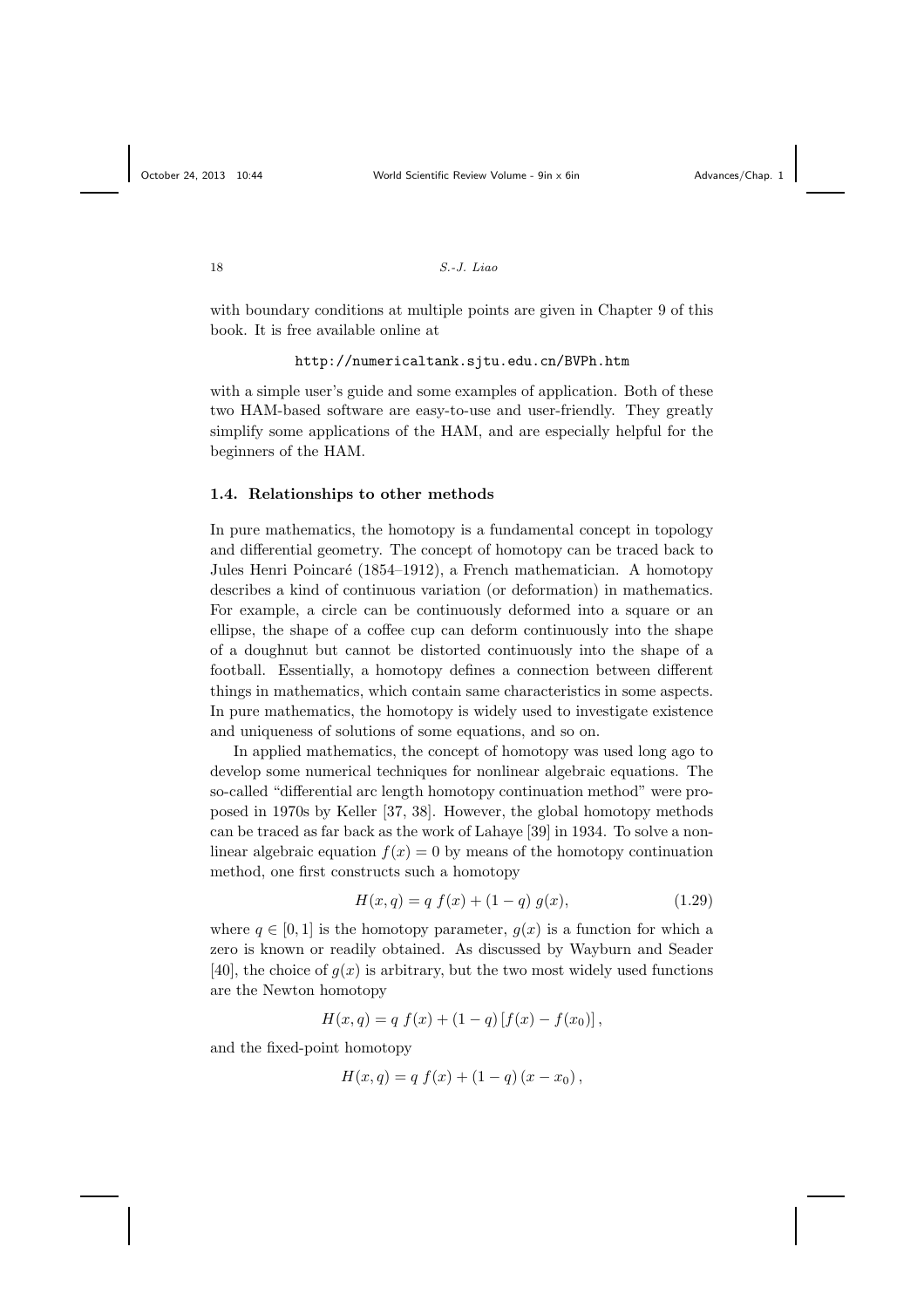with boundary conditions at multiple points are given in Chapter 9 of this book. It is free available online at

http://numericaltank.sjtu.edu.cn/BVPh.htm

with a simple user's guide and some examples of application. Both of these two HAM-based software are easy-to-use and user-friendly. They greatly simplify some applications of the HAM, and are especially helpful for the beginners of the HAM.

### 1.4. Relationships to other methods

In pure mathematics, the homotopy is a fundamental concept in topology and differential geometry. The concept of homotopy can be traced back to Jules Henri Poincaré (1854–1912), a French mathematician. A homotopy describes a kind of continuous variation (or deformation) in mathematics. For example, a circle can be continuously deformed into a square or an ellipse, the shape of a coffee cup can deform continuously into the shape of a doughnut but cannot be distorted continuously into the shape of a football. Essentially, a homotopy defines a connection between different things in mathematics, which contain same characteristics in some aspects. In pure mathematics, the homotopy is widely used to investigate existence and uniqueness of solutions of some equations, and so on.

In applied mathematics, the concept of homotopy was used long ago to develop some numerical techniques for nonlinear algebraic equations. The so-called "differential arc length homotopy continuation method" were proposed in 1970s by Keller [37, 38]. However, the global homotopy methods can be traced as far back as the work of Lahaye [39] in 1934. To solve a nonlinear algebraic equation $f(x) = 0$ by means of the homotopy continuation method, one first constructs such a homotopy

$$H(x, q) = q\ f(x) + (1 - q)\ g(x), \tag{1.29}$$

where $q \in [0, 1]$ is the homotopy parameter, $g(x)$ is a function for which a zero is known or readily obtained. As discussed by Wayburn and Seader [40], the choice of $g(x)$ is arbitrary, but the two most widely used functions are the Newton homotopy

$$H(x, q) = q\ f(x) + (1 - q) \left[f(x) - f(x_0)\right],$$

and the fixed-point homotopy

$$H(x, q) = q\ f(x) + (1 - q) \left(x - x_0\right),$$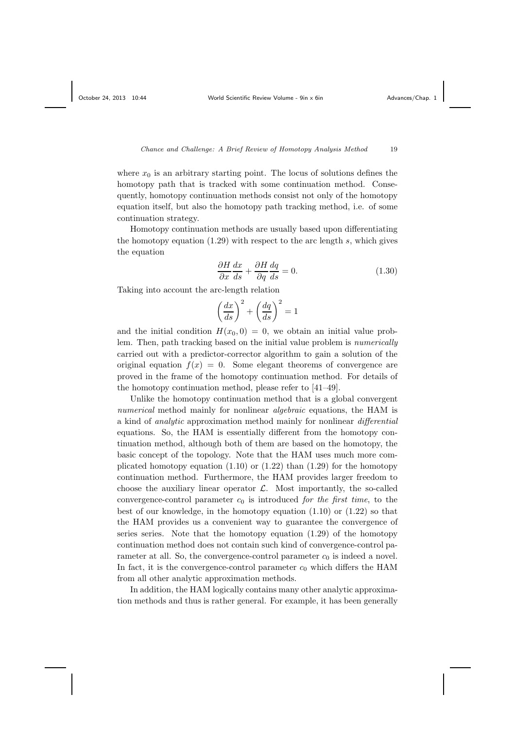where $x_0$ is an arbitrary starting point. The locus of solutions defines the homotopy path that is tracked with some continuation method. Consequently, homotopy continuation methods consist not only of the homotopy equation itself, but also the homotopy path tracking method, i.e. of some continuation strategy.

Homotopy continuation methods are usually based upon differentiating the homotopy equation (1.29) with respect to the arc length $s$, which gives the equation

$$\frac{\partial H}{\partial x}\frac{dx}{ds} + \frac{\partial H}{\partial q}\frac{dq}{ds} = 0. \tag{1.30}$$

Taking into account the arc-length relation

$$\left(\frac{dx}{ds}\right)^2 + \left(\frac{dq}{ds}\right)^2 = 1$$

and the initial condition $H(x_0, 0) = 0$, we obtain an initial value problem. Then, path tracking based on the initial value problem is *numerically* carried out with a predictor-corrector algorithm to gain a solution of the original equation $f(x) = 0$. Some elegant theorems of convergence are proved in the frame of the homotopy continuation method. For details of the homotopy continuation method, please refer to [41–49].

Unlike the homotopy continuation method that is a global convergent *numerical* method mainly for nonlinear *algebraic* equations, the HAM is a kind of *analytic* approximation method mainly for nonlinear *differential* equations. So, the HAM is essentially different from the homotopy continuation method, although both of them are based on the homotopy, the basic concept of the topology. Note that the HAM uses much more complicated homotopy equation (1.10) or (1.22) than (1.29) for the homotopy continuation method. Furthermore, the HAM provides larger freedom to choose the auxiliary linear operator $\mathcal{L}$. Most importantly, the so-called convergence-control parameter $c_0$ is introduced *for the first time*, to the best of our knowledge, in the homotopy equation (1.10) or (1.22) so that the HAM provides us a convenient way to guarantee the convergence of series series. Note that the homotopy equation (1.29) of the homotopy continuation method does not contain such kind of convergence-control parameter at all. So, the convergence-control parameter $c_0$ is indeed a novel. In fact, it is the convergence-control parameter $c_0$ which differs the HAM from all other analytic approximation methods.

In addition, the HAM logically contains many other analytic approximation methods and thus is rather general. For example, it has been generally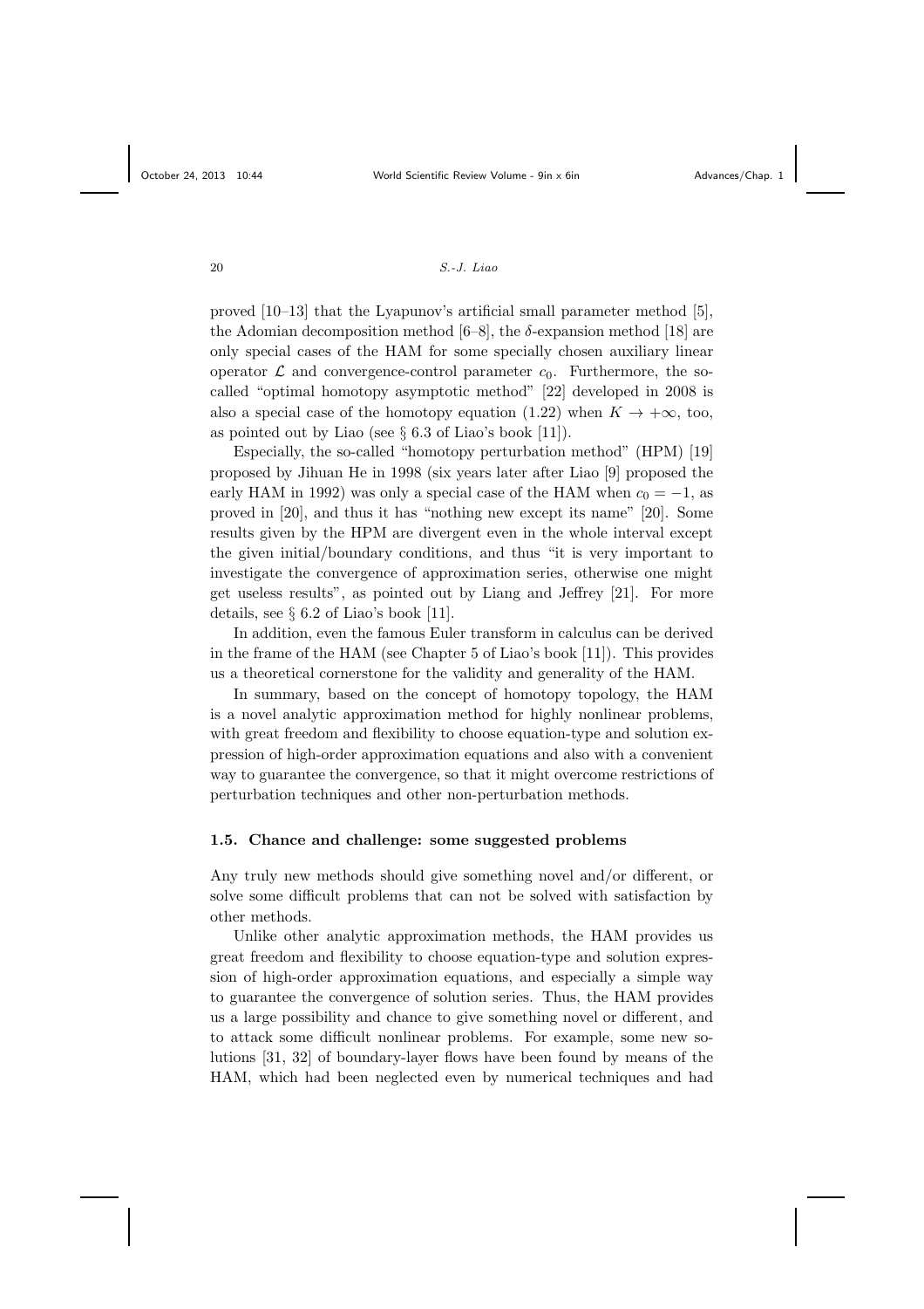proved [10–13] that the Lyapunov's artificial small parameter method [5], the Adomian decomposition method [6–8], the $\delta$-expansion method [18] are only special cases of the HAM for some specially chosen auxiliary linear operator $\mathcal{L}$ and convergence-control parameter $c_0$. Furthermore, the so-called "optimal homotopy asymptotic method" [22] developed in 2008 is also a special case of the homotopy equation (1.22) when $K \to +\infty$, too, as pointed out by Liao (see § 6.3 of Liao's book [11]).

Especially, the so-called "homotopy perturbation method" (HPM) [19] proposed by Jihuan He in 1998 (six years later after Liao [9] proposed the early HAM in 1992) was only a special case of the HAM when $c_0 = -1$, as proved in [20], and thus it has "nothing new except its name" [20]. Some results given by the HPM are divergent even in the whole interval except the given initial/boundary conditions, and thus "it is very important to investigate the convergence of approximation series, otherwise one might get useless results", as pointed out by Liang and Jeffrey [21]. For more details, see § 6.2 of Liao's book [11].

In addition, even the famous Euler transform in calculus can be derived in the frame of the HAM (see Chapter 5 of Liao's book [11]). This provides us a theoretical cornerstone for the validity and generality of the HAM.

In summary, based on the concept of homotopy topology, the HAM is a novel analytic approximation method for highly nonlinear problems, with great freedom and flexibility to choose equation-type and solution expression of high-order approximation equations and also with a convenient way to guarantee the convergence, so that it might overcome restrictions of perturbation techniques and other non-perturbation methods.

### 1.5. Chance and challenge: some suggested problems

Any truly new methods should give something novel and/or different, or solve some difficult problems that can not be solved with satisfaction by other methods.

Unlike other analytic approximation methods, the HAM provides us great freedom and flexibility to choose equation-type and solution expression of high-order approximation equations, and especially a simple way to guarantee the convergence of solution series. Thus, the HAM provides us a large possibility and chance to give something novel or different, and to attack some difficult nonlinear problems. For example, some new solutions [31, 32] of boundary-layer flows have been found by means of the HAM, which had been neglected even by numerical techniques and had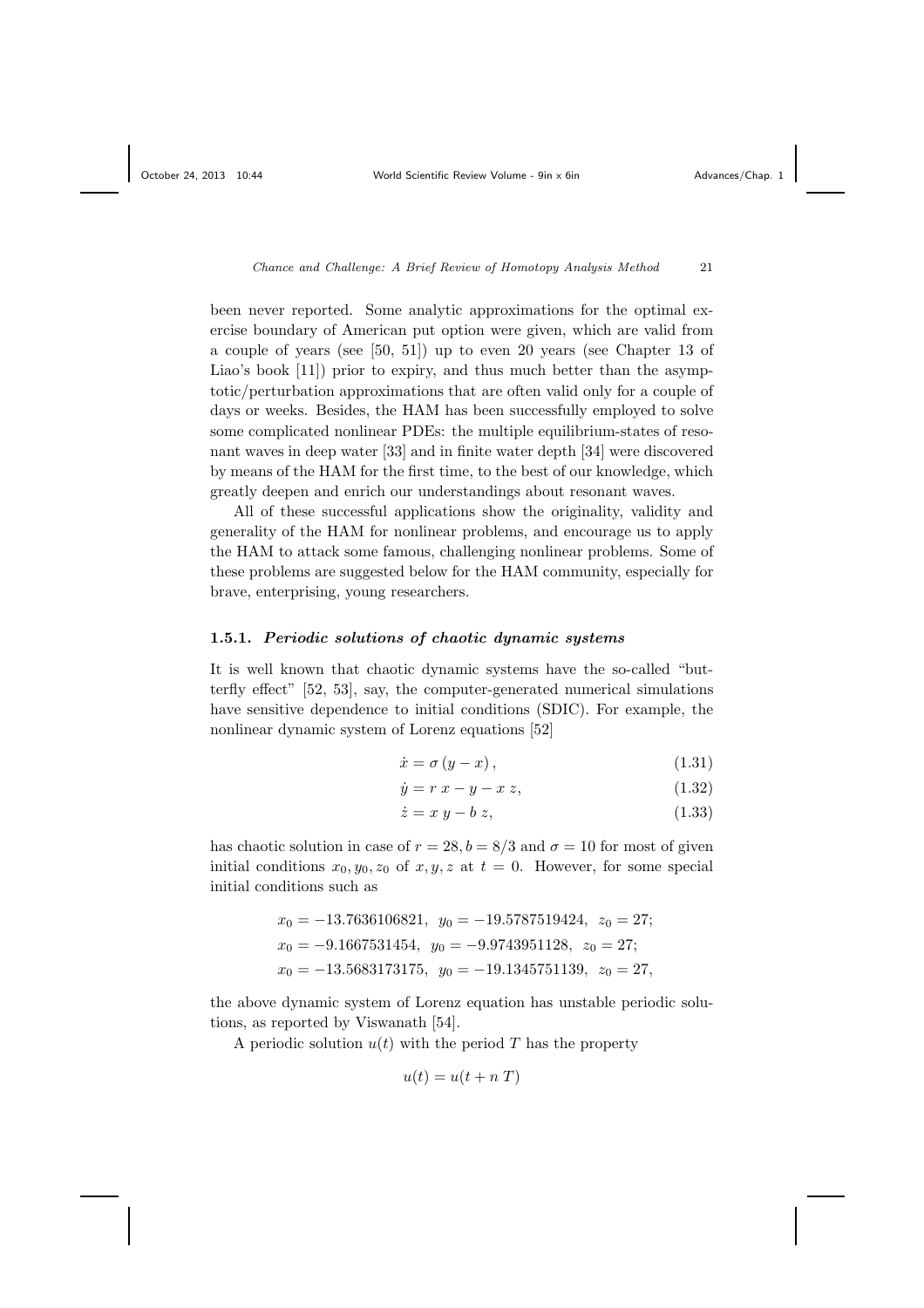been never reported. Some analytic approximations for the optimal exercise boundary of American put option were given, which are valid from a couple of years (see [50, 51]) up to even 20 years (see Chapter 13 of Liao's book [11]) prior to expiry, and thus much better than the asymptotic/perturbation approximations that are often valid only for a couple of days or weeks. Besides, the HAM has been successfully employed to solve some complicated nonlinear PDEs: the multiple equilibrium-states of resonant waves in deep water [33] and in finite water depth [34] were discovered by means of the HAM for the first time, to the best of our knowledge, which greatly deepen and enrich our understandings about resonant waves.

All of these successful applications show the originality, validity and generality of the HAM for nonlinear problems, and encourage us to apply the HAM to attack some famous, challenging nonlinear problems. Some of these problems are suggested below for the HAM community, especially for brave, enterprising, young researchers.

### 1.5.1. *Periodic solutions of chaotic dynamic systems*

It is well known that chaotic dynamic systems have the so-called "butterfly effect" [52, 53], say, the computer-generated numerical simulations have sensitive dependence to initial conditions (SDIC). For example, the nonlinear dynamic system of Lorenz equations [52]

$$\dot{x} = \sigma\,(y - x)\,, \tag{1.31}$$

$$\dot{y} = r\,x - y - x\,z, \tag{1.32}$$

$$\dot{z} = x\,y - b\,z, \tag{1.33}$$

has chaotic solution in case of $r = 28, b = 8/3$ and $\sigma = 10$ for most of given initial conditions $x_0, y_0, z_0$ of $x, y, z$ at $t = 0$. However, for some special initial conditions such as

$$x_0 = -13.7636106821, \;\; y_0 = -19.5787519424, \;\; z_0 = 27;$$
$$x_0 = -9.1667531454, \;\; y_0 = -9.9743951128, \;\; z_0 = 27;$$
$$x_0 = -13.5683173175, \;\; y_0 = -19.1345751139, \;\; z_0 = 27,$$

the above dynamic system of Lorenz equation has unstable periodic solutions, as reported by Viswanath [54].

A periodic solution $u(t)$ with the period $T$ has the property

$$u(t) = u(t + n\,T)$$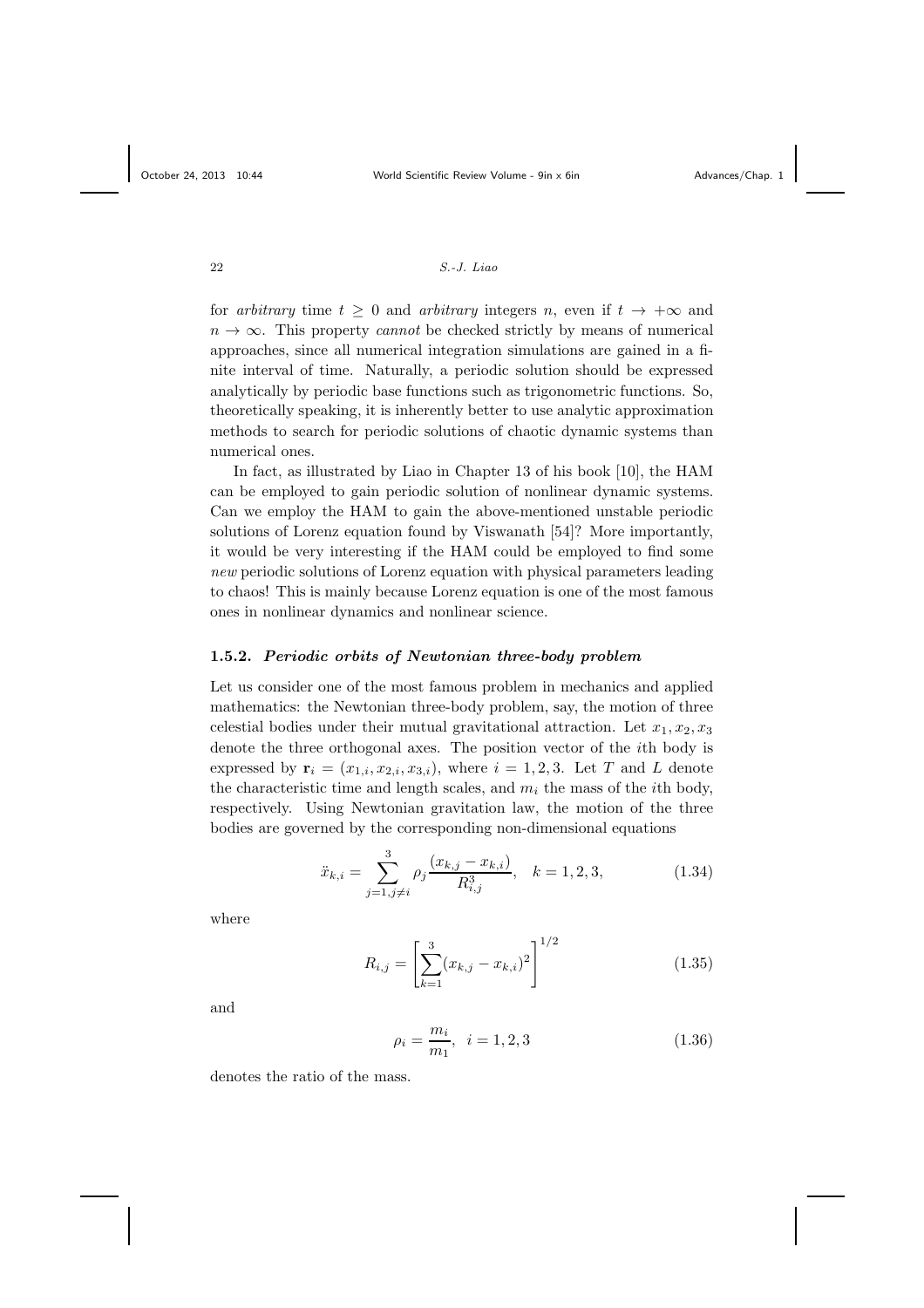for *arbitrary* time $t \geq 0$ and *arbitrary* integers $n$, even if $t \to +\infty$ and $n \to \infty$. This property *cannot* be checked strictly by means of numerical approaches, since all numerical integration simulations are gained in a finite interval of time. Naturally, a periodic solution should be expressed analytically by periodic base functions such as trigonometric functions. So, theoretically speaking, it is inherently better to use analytic approximation methods to search for periodic solutions of chaotic dynamic systems than numerical ones.

In fact, as illustrated by Liao in Chapter 13 of his book [10], the HAM can be employed to gain periodic solution of nonlinear dynamic systems. Can we employ the HAM to gain the above-mentioned unstable periodic solutions of Lorenz equation found by Viswanath [54]? More importantly, it would be very interesting if the HAM could be employed to find some *new* periodic solutions of Lorenz equation with physical parameters leading to chaos! This is mainly because Lorenz equation is one of the most famous ones in nonlinear dynamics and nonlinear science.

### 1.5.2. *Periodic orbits of Newtonian three-body problem*

Let us consider one of the most famous problem in mechanics and applied mathematics: the Newtonian three-body problem, say, the motion of three celestial bodies under their mutual gravitational attraction. Let $x_1, x_2, x_3$ denote the three orthogonal axes. The position vector of the $i$th body is expressed by $\mathbf{r}_i = (x_{1,i}, x_{2,i}, x_{3,i})$, where $i = 1, 2, 3$. Let $T$ and $L$ denote the characteristic time and length scales, and $m_i$ the mass of the $i$th body, respectively. Using Newtonian gravitation law, the motion of the three bodies are governed by the corresponding non-dimensional equations

$$\ddot{x}_{k,i} = \sum_{j=1, j\neq i}^{3} \rho_j \frac{(x_{k,j} - x_{k,i})}{R_{i,j}^3}, \quad k = 1, 2, 3, \tag{1.34}$$

where

$$R_{i,j} = \left[ \sum_{k=1}^{3} (x_{k,j} - x_{k,i})^2 \right]^{1/2} \tag{1.35}$$

and

$$\rho_i = \frac{m_i}{m_1}, \quad i = 1, 2, 3 \tag{1.36}$$

denotes the ratio of the mass.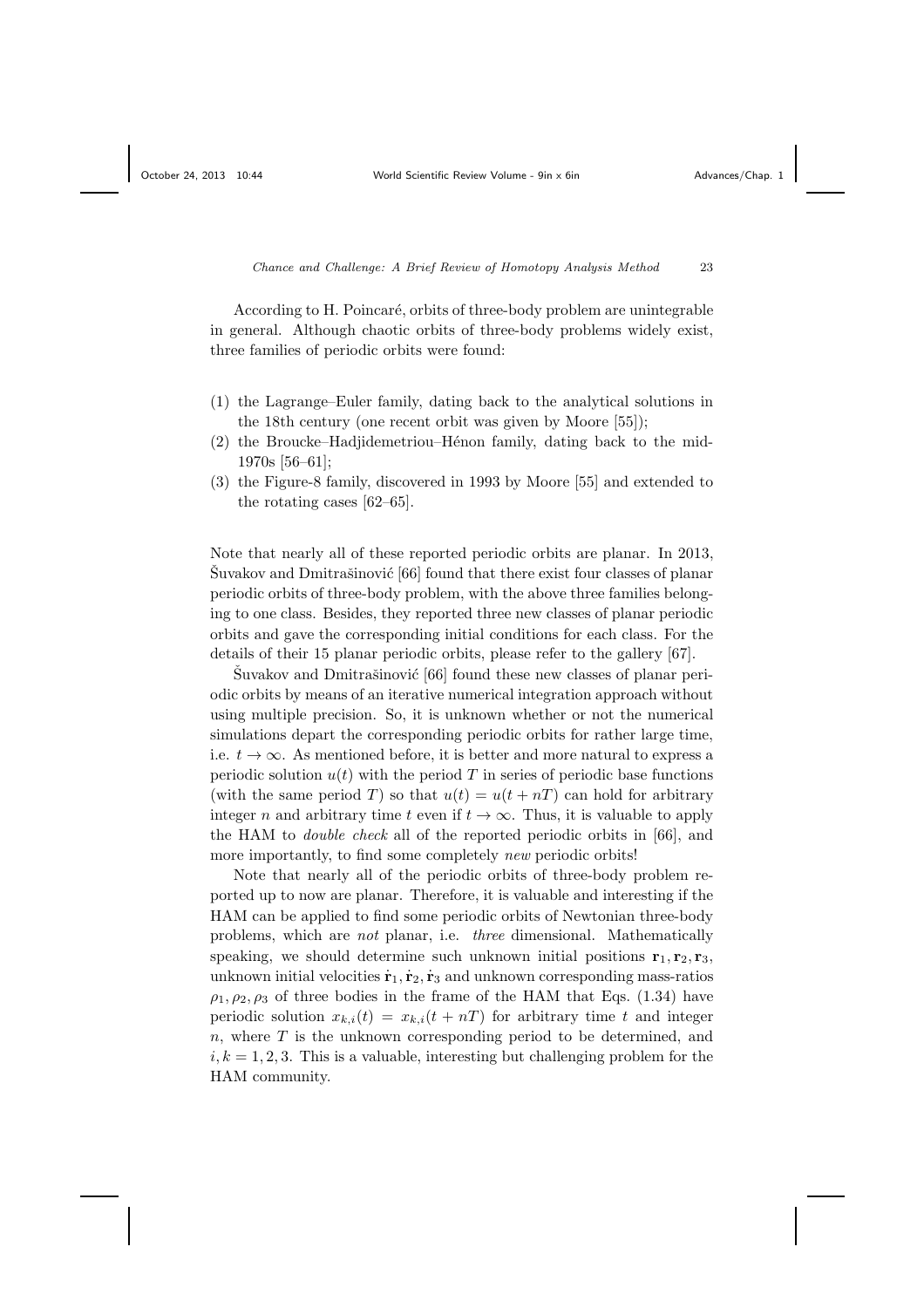According to H. Poincaré, orbits of three-body problem are unintegrable in general. Although chaotic orbits of three-body problems widely exist, three families of periodic orbits were found:

(1) the Lagrange–Euler family, dating back to the analytical solutions in the 18th century (one recent orbit was given by Moore [55]);
(2) the Broucke–Hadjidemetriou–Hénon family, dating back to the mid-1970s [56–61];
(3) the Figure-8 family, discovered in 1993 by Moore [55] and extended to the rotating cases [62–65].

Note that nearly all of these reported periodic orbits are planar. In 2013, Šuvakov and Dmitrašinović [66] found that there exist four classes of planar periodic orbits of three-body problem, with the above three families belonging to one class. Besides, they reported three new classes of planar periodic orbits and gave the corresponding initial conditions for each class. For the details of their 15 planar periodic orbits, please refer to the gallery [67].

Šuvakov and Dmitrašinović [66] found these new classes of planar periodic orbits by means of an iterative numerical integration approach without using multiple precision. So, it is unknown whether or not the numerical simulations depart the corresponding periodic orbits for rather large time, i.e. $t \to \infty$. As mentioned before, it is better and more natural to express a periodic solution $u(t)$ with the period $T$ in series of periodic base functions (with the same period $T$) so that $u(t) = u(t + nT)$ can hold for arbitrary integer $n$ and arbitrary time $t$ even if $t \to \infty$. Thus, it is valuable to apply the HAM to *double check* all of the reported periodic orbits in [66], and more importantly, to find some completely *new* periodic orbits!

Note that nearly all of the periodic orbits of three-body problem reported up to now are planar. Therefore, it is valuable and interesting if the HAM can be applied to find some periodic orbits of Newtonian three-body problems, which are *not* planar, i.e. *three* dimensional. Mathematically speaking, we should determine such unknown initial positions $\mathbf{r}_1, \mathbf{r}_2, \mathbf{r}_3$, unknown initial velocities $\dot{\mathbf{r}}_1, \dot{\mathbf{r}}_2, \dot{\mathbf{r}}_3$ and unknown corresponding mass-ratios $\rho_1, \rho_2, \rho_3$ of three bodies in the frame of the HAM that Eqs. (1.34) have periodic solution $x_{k,i}(t) = x_{k,i}(t + nT)$ for arbitrary time $t$ and integer $n$, where $T$ is the unknown corresponding period to be determined, and $i, k = 1, 2, 3$. This is a valuable, interesting but challenging problem for the HAM community.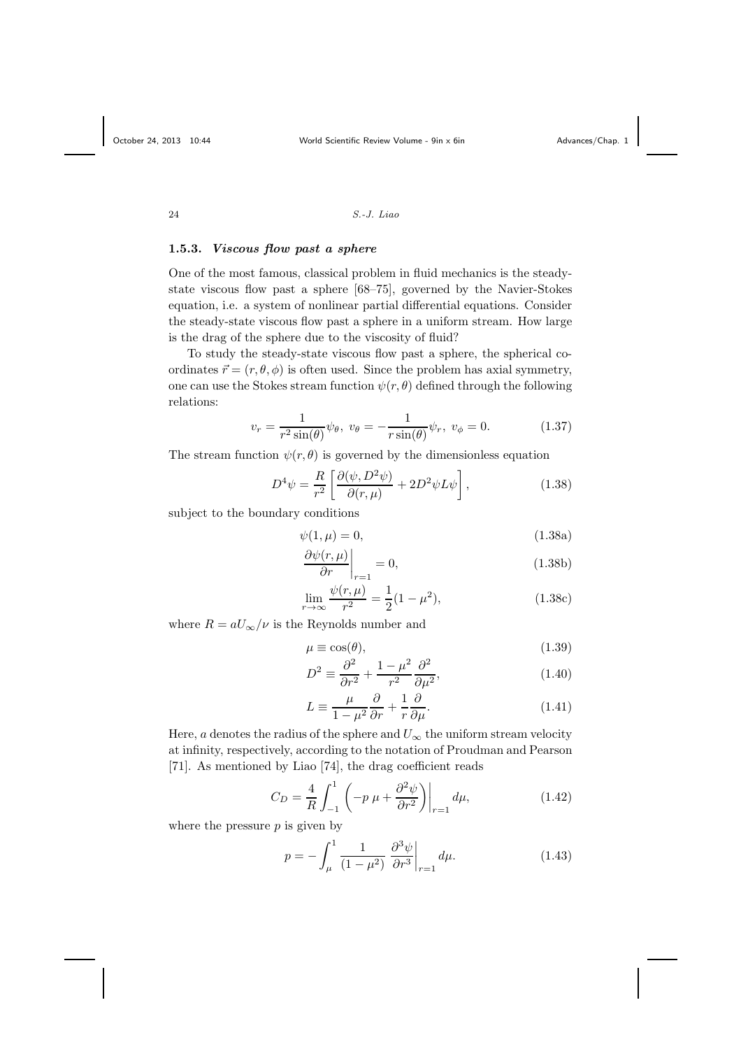### 1.5.3. *Viscous flow past a sphere*

One of the most famous, classical problem in fluid mechanics is the steady-state viscous flow past a sphere [68–75], governed by the Navier-Stokes equation, i.e. a system of nonlinear partial differential equations. Consider the steady-state viscous flow past a sphere in a uniform stream. How large is the drag of the sphere due to the viscosity of fluid?

To study the steady-state viscous flow past a sphere, the spherical coordinates $\vec{r} = (r, \theta, \phi)$ is often used. Since the problem has axial symmetry, one can use the Stokes stream function $\psi(r, \theta)$ defined through the following relations:

$$v_r = \frac{1}{r^2 \sin(\theta)} \psi_\theta, \; v_\theta = -\frac{1}{r \sin(\theta)} \psi_r, \; v_\phi = 0. \tag{1.37}$$

The stream function $\psi(r, \theta)$ is governed by the dimensionless equation

$$D^4 \psi = \frac{R}{r^2} \left[ \frac{\partial(\psi, D^2\psi)}{\partial(r, \mu)} + 2D^2\psi L\psi \right], \tag{1.38}$$

subject to the boundary conditions

$$\psi(1, \mu) = 0, \tag{1.38a}$$

$$\left. \frac{\partial \psi(r, \mu)}{\partial r} \right|_{r=1} = 0, \tag{1.38b}$$

$$\lim_{r \to \infty} \frac{\psi(r, \mu)}{r^2} = \frac{1}{2}(1 - \mu^2), \tag{1.38c}$$

where $R = aU_\infty/\nu$ is the Reynolds number and

$$\mu \equiv \cos(\theta), \tag{1.39}$$

$$D^2 \equiv \frac{\partial^2}{\partial r^2} + \frac{1 - \mu^2}{r^2} \frac{\partial^2}{\partial \mu^2}, \tag{1.40}$$

$$L \equiv \frac{\mu}{1 - \mu^2} \frac{\partial}{\partial r} + \frac{1}{r} \frac{\partial}{\partial \mu}. \tag{1.41}$$

Here, $a$ denotes the radius of the sphere and $U_\infty$ the uniform stream velocity at infinity, respectively, according to the notation of Proudman and Pearson [71]. As mentioned by Liao [74], the drag coefficient reads

$$C_D = \frac{4}{R} \int_{-1}^{1} \left( -p \, \mu + \frac{\partial^2 \psi}{\partial r^2} \right) \bigg|_{r=1} d\mu, \tag{1.42}$$

where the pressure $p$ is given by

$$p = -\int_{\mu}^{1} \frac{1}{(1 - \mu^2)} \left. \frac{\partial^3 \psi}{\partial r^3} \right|_{r=1} d\mu. \tag{1.43}$$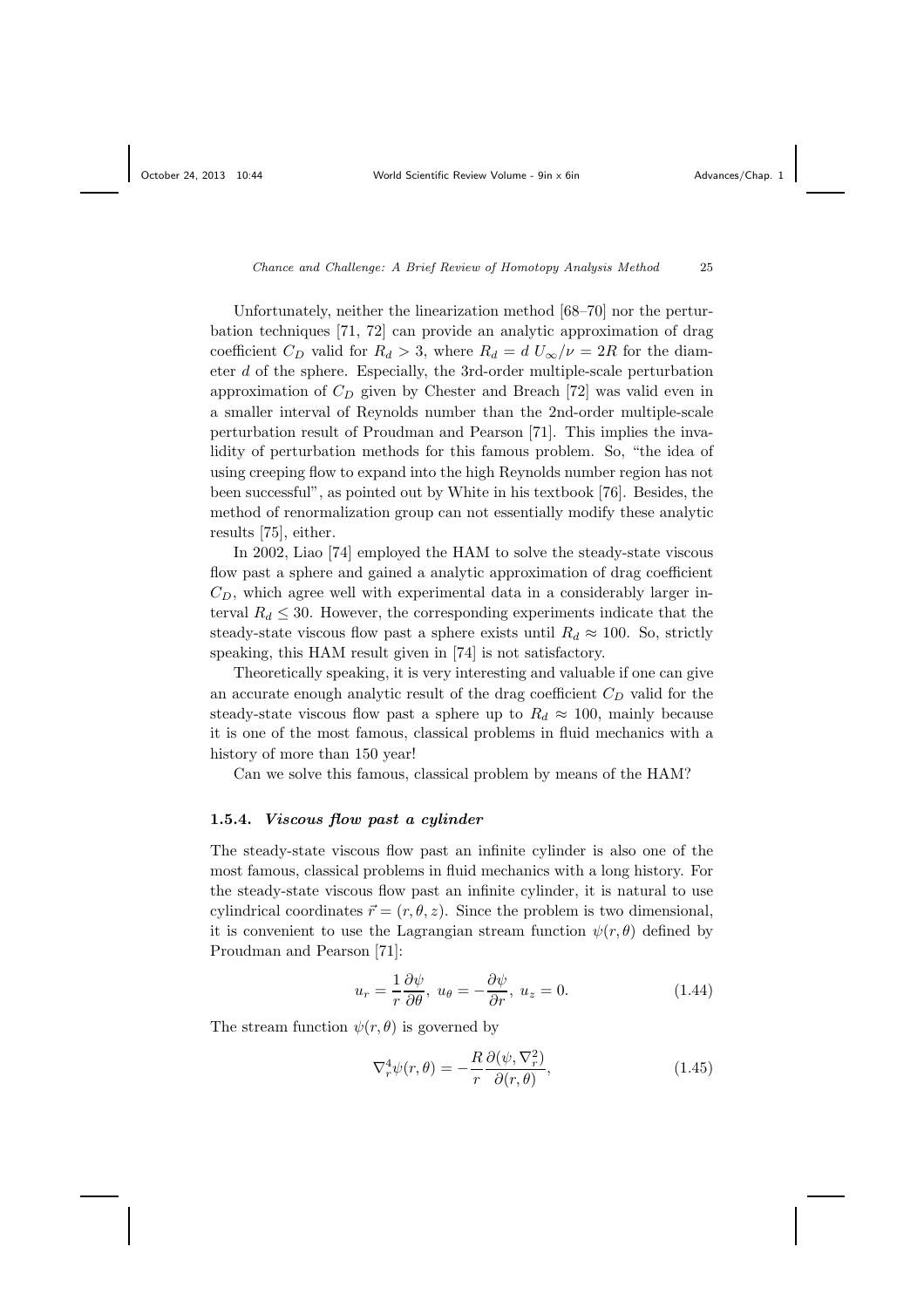Unfortunately, neither the linearization method [68–70] nor the perturbation techniques [71, 72] can provide an analytic approximation of drag coefficient $C_D$ valid for $R_d > 3$, where $R_d = d\, U_\infty/\nu = 2R$ for the diameter $d$ of the sphere. Especially, the 3rd-order multiple-scale perturbation approximation of $C_D$ given by Chester and Breach [72] was valid even in a smaller interval of Reynolds number than the 2nd-order multiple-scale perturbation result of Proudman and Pearson [71]. This implies the invalidity of perturbation methods for this famous problem. So, "the idea of using creeping flow to expand into the high Reynolds number region has not been successful", as pointed out by White in his textbook [76]. Besides, the method of renormalization group can not essentially modify these analytic results [75], either.

In 2002, Liao [74] employed the HAM to solve the steady-state viscous flow past a sphere and gained a analytic approximation of drag coefficient $C_D$, which agree well with experimental data in a considerably larger interval $R_d \leq 30$. However, the corresponding experiments indicate that the steady-state viscous flow past a sphere exists until $R_d \approx 100$. So, strictly speaking, this HAM result given in [74] is not satisfactory.

Theoretically speaking, it is very interesting and valuable if one can give an accurate enough analytic result of the drag coefficient $C_D$ valid for the steady-state viscous flow past a sphere up to $R_d \approx 100$, mainly because it is one of the most famous, classical problems in fluid mechanics with a history of more than 150 year!

Can we solve this famous, classical problem by means of the HAM?

### 1.5.4. *Viscous flow past a cylinder*

The steady-state viscous flow past an infinite cylinder is also one of the most famous, classical problems in fluid mechanics with a long history. For the steady-state viscous flow past an infinite cylinder, it is natural to use cylindrical coordinates $\vec{r} = (r, \theta, z)$. Since the problem is two dimensional, it is convenient to use the Lagrangian stream function $\psi(r, \theta)$ defined by Proudman and Pearson [71]:

$$u_r = \frac{1}{r}\frac{\partial \psi}{\partial \theta},\ u_\theta = -\frac{\partial \psi}{\partial r},\ u_z = 0. \tag{1.44}$$

The stream function $\psi(r, \theta)$ is governed by

$$\nabla_r^4 \psi(r, \theta) = -\frac{R}{r}\frac{\partial(\psi, \nabla_r^2)}{\partial(r, \theta)}, \tag{1.45}$$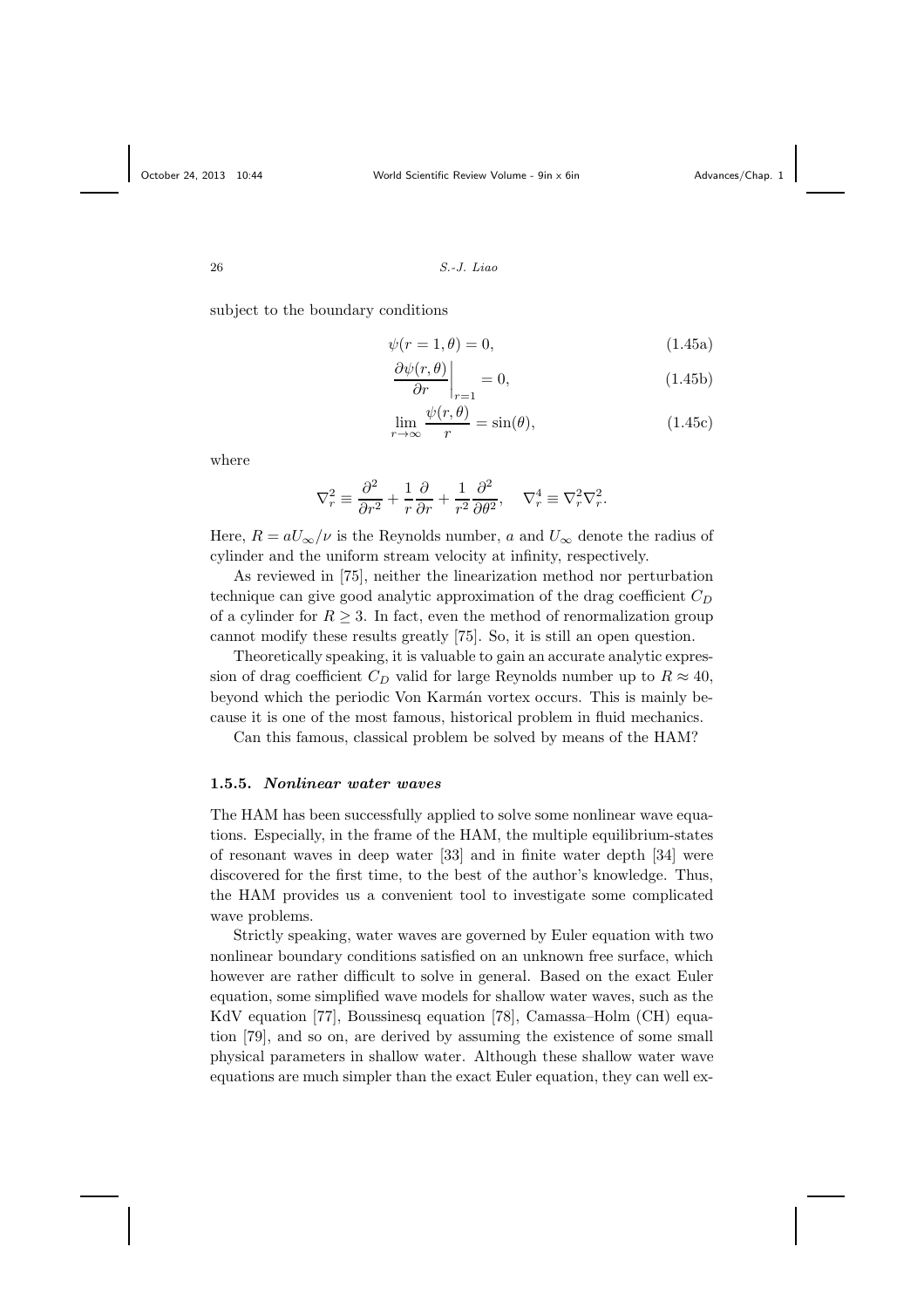subject to the boundary conditions

$$\psi(r = 1, \theta) = 0, \tag{1.45a}$$

$$\left. \frac{\partial \psi(r,\theta)}{\partial r} \right|_{r=1} = 0, \tag{1.45b}$$

$$\lim_{r \to \infty} \frac{\psi(r,\theta)}{r} = \sin(\theta), \tag{1.45c}$$

where

$$\nabla_r^2 \equiv \frac{\partial^2}{\partial r^2} + \frac{1}{r}\frac{\partial}{\partial r} + \frac{1}{r^2}\frac{\partial^2}{\partial \theta^2}, \quad \nabla_r^4 \equiv \nabla_r^2 \nabla_r^2.$$

Here, $R = aU_\infty/\nu$ is the Reynolds number, $a$ and $U_\infty$ denote the radius of cylinder and the uniform stream velocity at infinity, respectively.

As reviewed in [75], neither the linearization method nor perturbation technique can give good analytic approximation of the drag coefficient $C_D$ of a cylinder for $R \geq 3$. In fact, even the method of renormalization group cannot modify these results greatly [75]. So, it is still an open question.

Theoretically speaking, it is valuable to gain an accurate analytic expression of drag coefficient $C_D$ valid for large Reynolds number up to $R \approx 40$, beyond which the periodic Von Karmán vortex occurs. This is mainly because it is one of the most famous, historical problem in fluid mechanics.

Can this famous, classical problem be solved by means of the HAM?

### 1.5.5. *Nonlinear water waves*

The HAM has been successfully applied to solve some nonlinear wave equations. Especially, in the frame of the HAM, the multiple equilibrium-states of resonant waves in deep water [33] and in finite water depth [34] were discovered for the first time, to the best of the author's knowledge. Thus, the HAM provides us a convenient tool to investigate some complicated wave problems.

Strictly speaking, water waves are governed by Euler equation with two nonlinear boundary conditions satisfied on an unknown free surface, which however are rather difficult to solve in general. Based on the exact Euler equation, some simplified wave models for shallow water waves, such as the KdV equation [77], Boussinesq equation [78], Camassa–Holm (CH) equation [79], and so on, are derived by assuming the existence of some small physical parameters in shallow water. Although these shallow water wave equations are much simpler than the exact Euler equation, they can well ex-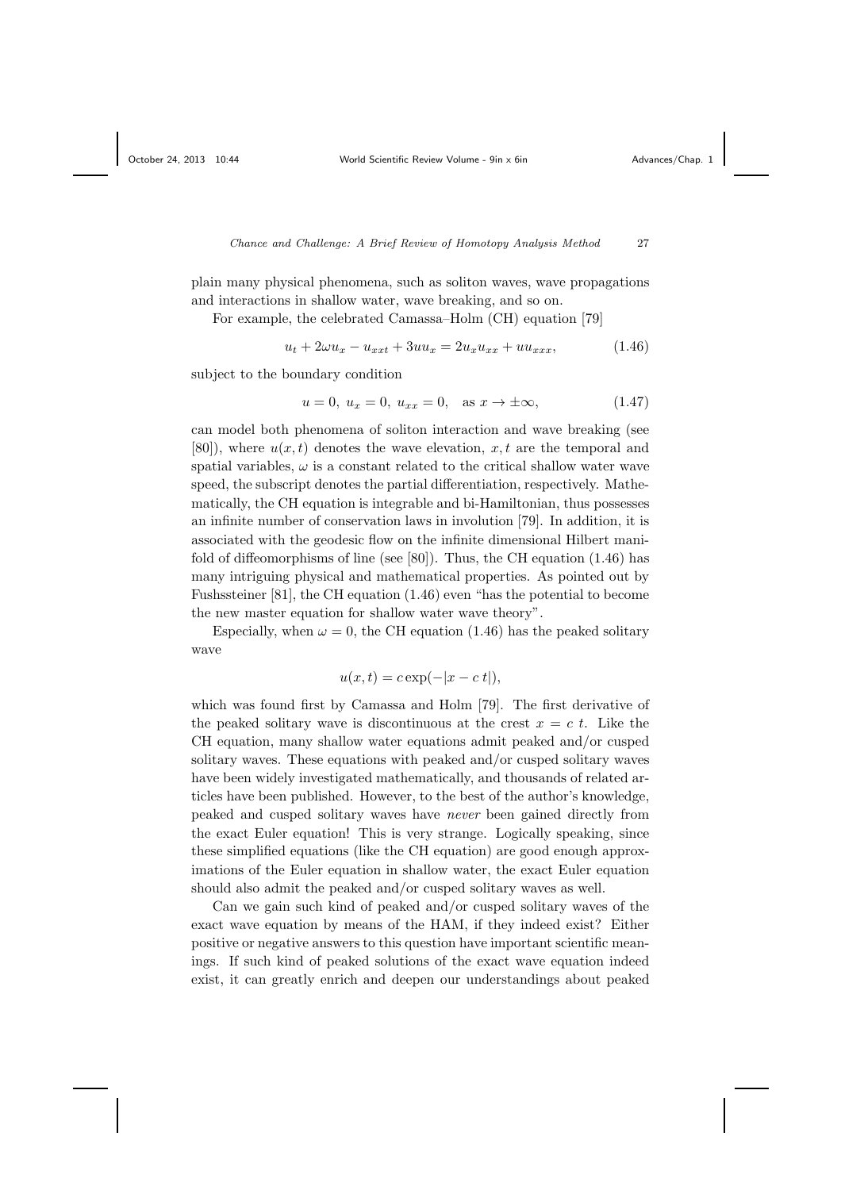plain many physical phenomena, such as soliton waves, wave propagations and interactions in shallow water, wave breaking, and so on.

For example, the celebrated Camassa–Holm (CH) equation [79]

$$u_t + 2\omega u_x - u_{xxt} + 3uu_x = 2u_x u_{xx} + uu_{xxx}, \tag{1.46}$$

subject to the boundary condition

$$u = 0,\ u_x = 0,\ u_{xx} = 0, \quad \text{as } x \to \pm\infty, \tag{1.47}$$

can model both phenomena of soliton interaction and wave breaking (see [80]), where $u(x,t)$ denotes the wave elevation, $x, t$ are the temporal and spatial variables, $\omega$ is a constant related to the critical shallow water wave speed, the subscript denotes the partial differentiation, respectively. Mathematically, the CH equation is integrable and bi-Hamiltonian, thus possesses an infinite number of conservation laws in involution [79]. In addition, it is associated with the geodesic flow on the infinite dimensional Hilbert manifold of diffeomorphisms of line (see [80]). Thus, the CH equation (1.46) has many intriguing physical and mathematical properties. As pointed out by Fushssteiner [81], the CH equation (1.46) even "has the potential to become the new master equation for shallow water wave theory".

Especially, when $\omega = 0$, the CH equation (1.46) has the peaked solitary wave

$$u(x,t) = c\exp(-|x - c\,t|),$$

which was found first by Camassa and Holm [79]. The first derivative of the peaked solitary wave is discontinuous at the crest $x = c\ t$. Like the CH equation, many shallow water equations admit peaked and/or cusped solitary waves. These equations with peaked and/or cusped solitary waves have been widely investigated mathematically, and thousands of related articles have been published. However, to the best of the author's knowledge, peaked and cusped solitary waves have *never* been gained directly from the exact Euler equation! This is very strange. Logically speaking, since these simplified equations (like the CH equation) are good enough approximations of the Euler equation in shallow water, the exact Euler equation should also admit the peaked and/or cusped solitary waves as well.

Can we gain such kind of peaked and/or cusped solitary waves of the exact wave equation by means of the HAM, if they indeed exist? Either positive or negative answers to this question have important scientific meanings. If such kind of peaked solutions of the exact wave equation indeed exist, it can greatly enrich and deepen our understandings about peaked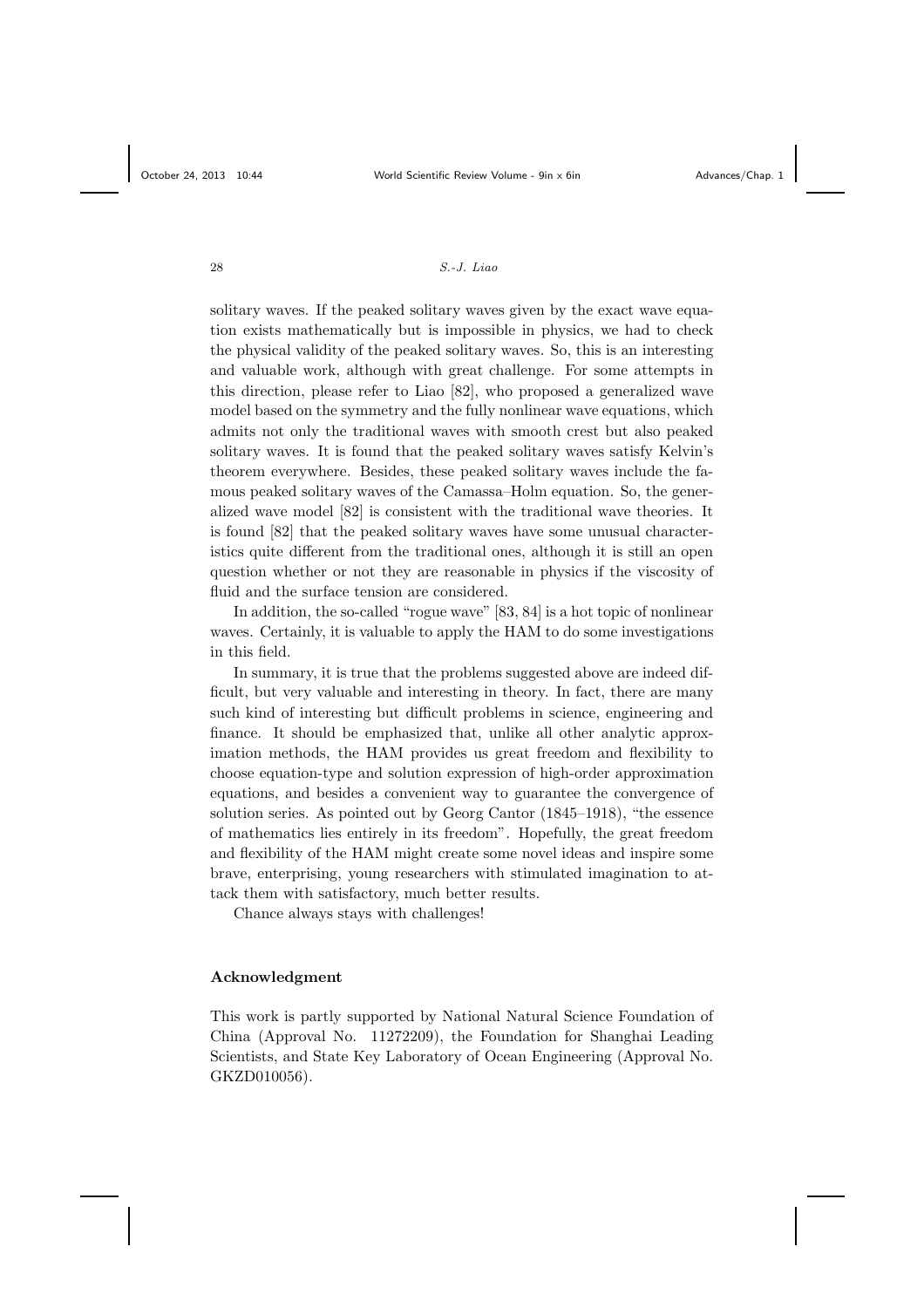solitary waves. If the peaked solitary waves given by the exact wave equation exists mathematically but is impossible in physics, we had to check the physical validity of the peaked solitary waves. So, this is an interesting and valuable work, although with great challenge. For some attempts in this direction, please refer to Liao [82], who proposed a generalized wave model based on the symmetry and the fully nonlinear wave equations, which admits not only the traditional waves with smooth crest but also peaked solitary waves. It is found that the peaked solitary waves satisfy Kelvin's theorem everywhere. Besides, these peaked solitary waves include the famous peaked solitary waves of the Camassa–Holm equation. So, the generalized wave model [82] is consistent with the traditional wave theories. It is found [82] that the peaked solitary waves have some unusual characteristics quite different from the traditional ones, although it is still an open question whether or not they are reasonable in physics if the viscosity of fluid and the surface tension are considered.

In addition, the so-called "rogue wave" [83, 84] is a hot topic of nonlinear waves. Certainly, it is valuable to apply the HAM to do some investigations in this field.

In summary, it is true that the problems suggested above are indeed difficult, but very valuable and interesting in theory. In fact, there are many such kind of interesting but difficult problems in science, engineering and finance. It should be emphasized that, unlike all other analytic approximation methods, the HAM provides us great freedom and flexibility to choose equation-type and solution expression of high-order approximation equations, and besides a convenient way to guarantee the convergence of solution series. As pointed out by Georg Cantor (1845–1918), "the essence of mathematics lies entirely in its freedom". Hopefully, the great freedom and flexibility of the HAM might create some novel ideas and inspire some brave, enterprising, young researchers with stimulated imagination to attack them with satisfactory, much better results.

Chance always stays with challenges!

## Acknowledgment

This work is partly supported by National Natural Science Foundation of China (Approval No. 11272209), the Foundation for Shanghai Leading Scientists, and State Key Laboratory of Ocean Engineering (Approval No. GKZD010056).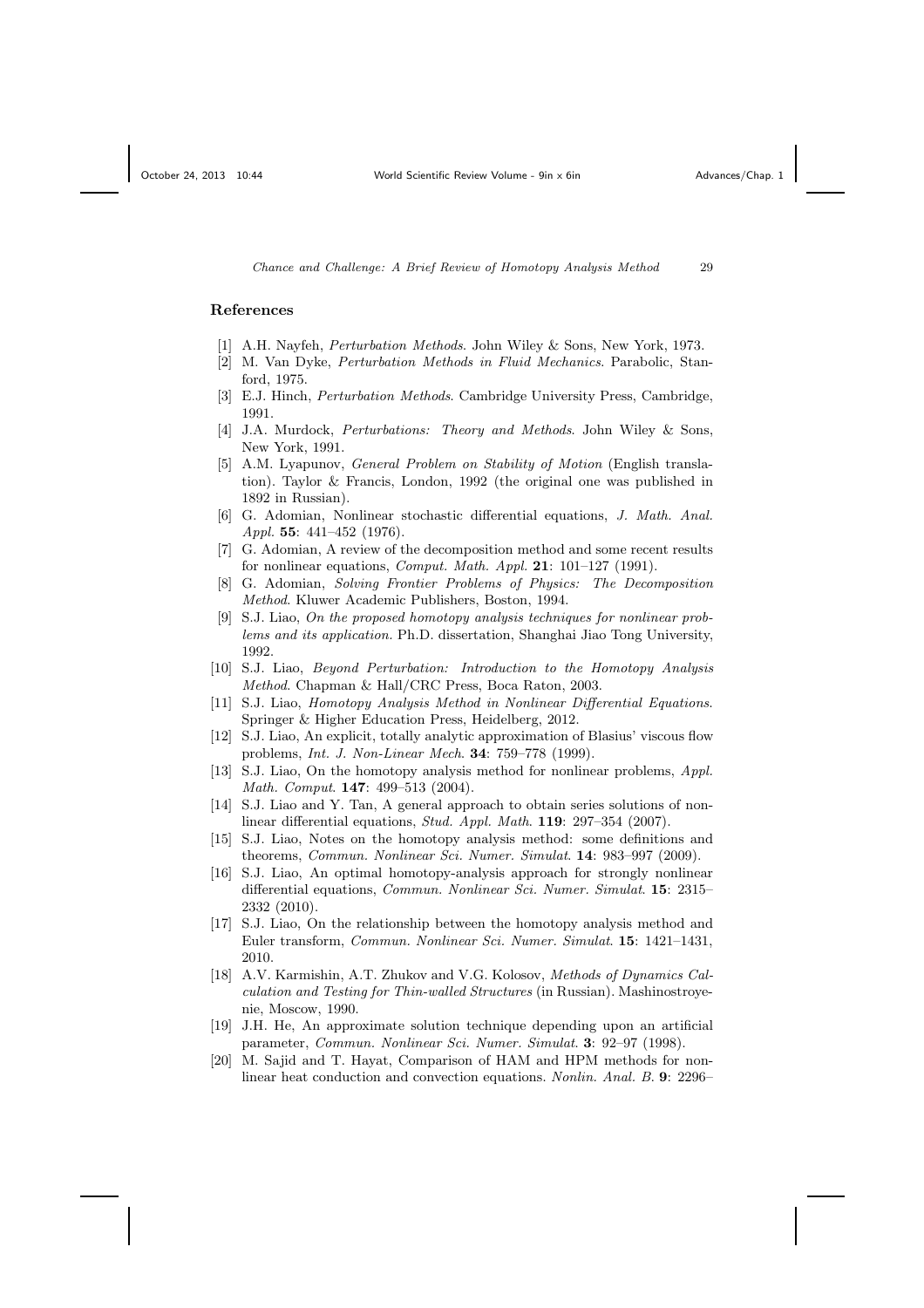## References

[1] A.H. Nayfeh, *Perturbation Methods*. John Wiley & Sons, New York, 1973.

[2] M. Van Dyke, *Perturbation Methods in Fluid Mechanics*. Parabolic, Stanford, 1975.

[3] E.J. Hinch, *Perturbation Methods*. Cambridge University Press, Cambridge, 1991.

[4] J.A. Murdock, *Perturbations: Theory and Methods*. John Wiley & Sons, New York, 1991.

[5] A.M. Lyapunov, *General Problem on Stability of Motion* (English translation). Taylor & Francis, London, 1992 (the original one was published in 1892 in Russian).

[6] G. Adomian, Nonlinear stochastic differential equations, *J. Math. Anal. Appl.* **55**: 441–452 (1976).

[7] G. Adomian, A review of the decomposition method and some recent results for nonlinear equations, *Comput. Math. Appl.* **21**: 101–127 (1991).

[8] G. Adomian, *Solving Frontier Problems of Physics: The Decomposition Method*. Kluwer Academic Publishers, Boston, 1994.

[9] S.J. Liao, *On the proposed homotopy analysis techniques for nonlinear problems and its application*. Ph.D. dissertation, Shanghai Jiao Tong University, 1992.

[10] S.J. Liao, *Beyond Perturbation: Introduction to the Homotopy Analysis Method*. Chapman & Hall/CRC Press, Boca Raton, 2003.

[11] S.J. Liao, *Homotopy Analysis Method in Nonlinear Differential Equations*. Springer & Higher Education Press, Heidelberg, 2012.

[12] S.J. Liao, An explicit, totally analytic approximation of Blasius' viscous flow problems, *Int. J. Non-Linear Mech.* **34**: 759–778 (1999).

[13] S.J. Liao, On the homotopy analysis method for nonlinear problems, *Appl. Math. Comput.* **147**: 499–513 (2004).

[14] S.J. Liao and Y. Tan, A general approach to obtain series solutions of nonlinear differential equations, *Stud. Appl. Math.* **119**: 297–354 (2007).

[15] S.J. Liao, Notes on the homotopy analysis method: some definitions and theorems, *Commun. Nonlinear Sci. Numer. Simulat.* **14**: 983–997 (2009).

[16] S.J. Liao, An optimal homotopy-analysis approach for strongly nonlinear differential equations, *Commun. Nonlinear Sci. Numer. Simulat.* **15**: 2315–2332 (2010).

[17] S.J. Liao, On the relationship between the homotopy analysis method and Euler transform, *Commun. Nonlinear Sci. Numer. Simulat.* **15**: 1421–1431, 2010.

[18] A.V. Karmishin, A.T. Zhukov and V.G. Kolosov, *Methods of Dynamics Calculation and Testing for Thin-walled Structures* (in Russian). Mashinostroyenie, Moscow, 1990.

[19] J.H. He, An approximate solution technique depending upon an artificial parameter, *Commun. Nonlinear Sci. Numer. Simulat.* **3**: 92–97 (1998).

[20] M. Sajid and T. Hayat, Comparison of HAM and HPM methods for nonlinear heat conduction and convection equations. *Nonlin. Anal. B.* **9**: 2296–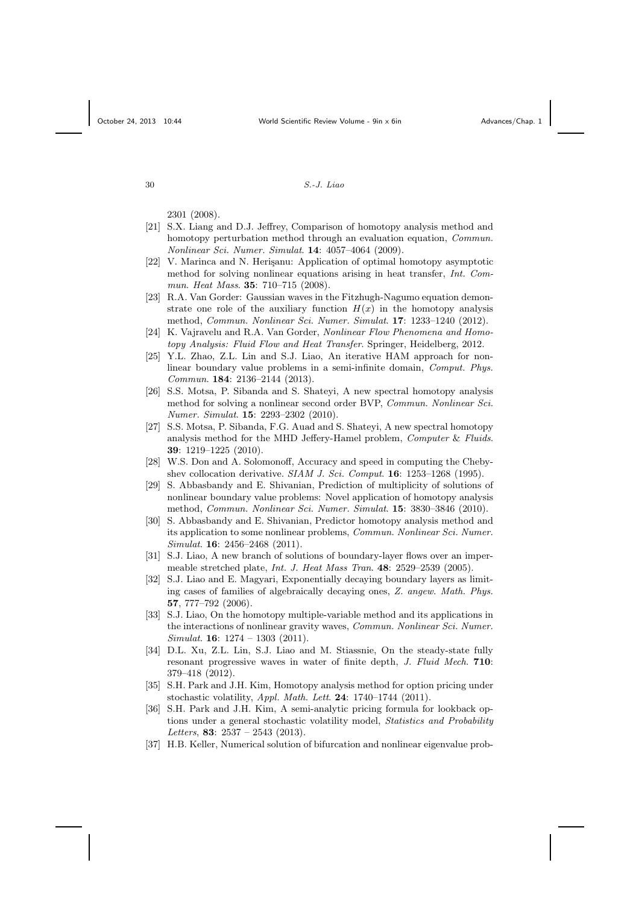2301 (2008).

[21] S.X. Liang and D.J. Jeffrey, Comparison of homotopy analysis method and homotopy perturbation method through an evaluation equation, *Commun. Nonlinear Sci. Numer. Simulat.* **14**: 4057–4064 (2009).

[22] V. Marinca and N. Herişanu: Application of optimal homotopy asymptotic method for solving nonlinear equations arising in heat transfer, *Int. Commun. Heat Mass.* **35**: 710–715 (2008).

[23] R.A. Van Gorder: Gaussian waves in the Fitzhugh-Nagumo equation demonstrate one role of the auxiliary function $H(x)$ in the homotopy analysis method, *Commun. Nonlinear Sci. Numer. Simulat.* **17**: 1233–1240 (2012).

[24] K. Vajravelu and R.A. Van Gorder, *Nonlinear Flow Phenomena and Homotopy Analysis: Fluid Flow and Heat Transfer*. Springer, Heidelberg, 2012.

[25] Y.L. Zhao, Z.L. Lin and S.J. Liao, An iterative HAM approach for nonlinear boundary value problems in a semi-infinite domain, *Comput. Phys. Commun.* **184**: 2136–2144 (2013).

[26] S.S. Motsa, P. Sibanda and S. Shateyi, A new spectral homotopy analysis method for solving a nonlinear second order BVP, *Commun. Nonlinear Sci. Numer. Simulat.* **15**: 2293–2302 (2010).

[27] S.S. Motsa, P. Sibanda, F.G. Auad and S. Shateyi, A new spectral homotopy analysis method for the MHD Jeffery-Hamel problem, *Computer & Fluids*. **39**: 1219–1225 (2010).

[28] W.S. Don and A. Solomonoff, Accuracy and speed in computing the Chebyshev collocation derivative. *SIAM J. Sci. Comput.* **16**: 1253–1268 (1995).

[29] S. Abbasbandy and E. Shivanian, Prediction of multiplicity of solutions of nonlinear boundary value problems: Novel application of homotopy analysis method, *Commun. Nonlinear Sci. Numer. Simulat.* **15**: 3830–3846 (2010).

[30] S. Abbasbandy and E. Shivanian, Predictor homotopy analysis method and its application to some nonlinear problems, *Commun. Nonlinear Sci. Numer. Simulat.* **16**: 2456–2468 (2011).

[31] S.J. Liao, A new branch of solutions of boundary-layer flows over an impermeable stretched plate, *Int. J. Heat Mass Tran.* **48**: 2529–2539 (2005).

[32] S.J. Liao and E. Magyari, Exponentially decaying boundary layers as limiting cases of families of algebraically decaying ones, *Z. angew. Math. Phys.* **57**, 777–792 (2006).

[33] S.J. Liao, On the homotopy multiple-variable method and its applications in the interactions of nonlinear gravity waves, *Commun. Nonlinear Sci. Numer. Simulat.* **16**: 1274 – 1303 (2011).

[34] D.L. Xu, Z.L. Lin, S.J. Liao and M. Stiassnie, On the steady-state fully resonant progressive waves in water of finite depth, *J. Fluid Mech.* **710**: 379–418 (2012).

[35] S.H. Park and J.H. Kim, Homotopy analysis method for option pricing under stochastic volatility, *Appl. Math. Lett.* **24**: 1740–1744 (2011).

[36] S.H. Park and J.H. Kim, A semi-analytic pricing formula for lookback options under a general stochastic volatility model, *Statistics and Probability Letters*, **83**: 2537 – 2543 (2013).

[37] H.B. Keller, Numerical solution of bifurcation and nonlinear eigenvalue prob-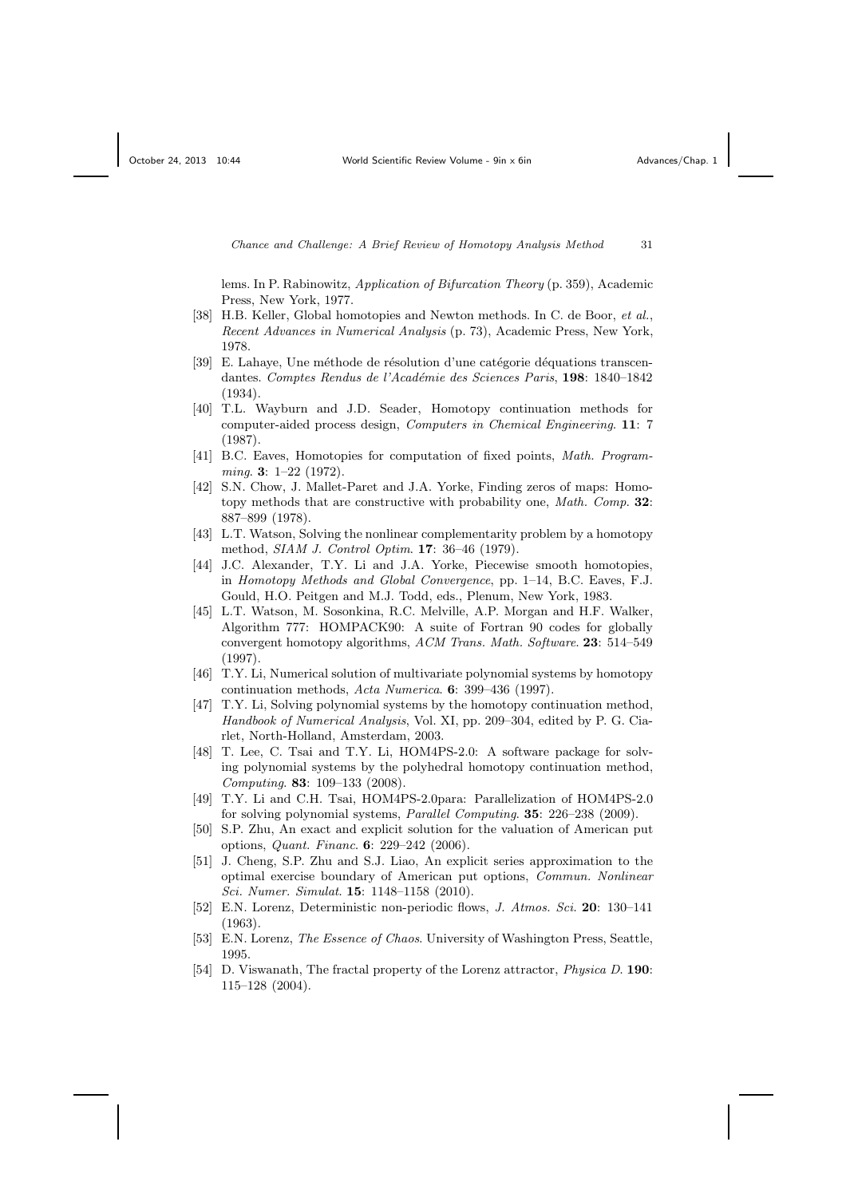lems. In P. Rabinowitz, *Application of Bifurcation Theory* (p. 359), Academic Press, New York, 1977.

[38] H.B. Keller, Global homotopies and Newton methods. In C. de Boor, *et al.*, *Recent Advances in Numerical Analysis* (p. 73), Academic Press, New York, 1978.

[39] E. Lahaye, Une méthode de résolution d'une catégorie déquations transcendantes. *Comptes Rendus de l'Académie des Sciences Paris*, **198**: 1840–1842 (1934).

[40] T.L. Wayburn and J.D. Seader, Homotopy continuation methods for computer-aided process design, *Computers in Chemical Engineering*. **11**: 7 (1987).

[41] B.C. Eaves, Homotopies for computation of fixed points, *Math. Programming*. **3**: 1–22 (1972).

[42] S.N. Chow, J. Mallet-Paret and J.A. Yorke, Finding zeros of maps: Homotopy methods that are constructive with probability one, *Math. Comp.* **32**: 887–899 (1978).

[43] L.T. Watson, Solving the nonlinear complementarity problem by a homotopy method, *SIAM J. Control Optim*. **17**: 36–46 (1979).

[44] J.C. Alexander, T.Y. Li and J.A. Yorke, Piecewise smooth homotopies, in *Homotopy Methods and Global Convergence*, pp. 1–14, B.C. Eaves, F.J. Gould, H.O. Peitgen and M.J. Todd, eds., Plenum, New York, 1983.

[45] L.T. Watson, M. Sosonkina, R.C. Melville, A.P. Morgan and H.F. Walker, Algorithm 777: HOMPACK90: A suite of Fortran 90 codes for globally convergent homotopy algorithms, *ACM Trans. Math. Software*. **23**: 514–549 (1997).

[46] T.Y. Li, Numerical solution of multivariate polynomial systems by homotopy continuation methods, *Acta Numerica*. **6**: 399–436 (1997).

[47] T.Y. Li, Solving polynomial systems by the homotopy continuation method, *Handbook of Numerical Analysis*, Vol. XI, pp. 209–304, edited by P. G. Ciarlet, North-Holland, Amsterdam, 2003.

[48] T. Lee, C. Tsai and T.Y. Li, HOM4PS-2.0: A software package for solving polynomial systems by the polyhedral homotopy continuation method, *Computing*. **83**: 109–133 (2008).

[49] T.Y. Li and C.H. Tsai, HOM4PS-2.0para: Parallelization of HOM4PS-2.0 for solving polynomial systems, *Parallel Computing*. **35**: 226–238 (2009).

[50] S.P. Zhu, An exact and explicit solution for the valuation of American put options, *Quant. Financ*. **6**: 229–242 (2006).

[51] J. Cheng, S.P. Zhu and S.J. Liao, An explicit series approximation to the optimal exercise boundary of American put options, *Commun. Nonlinear Sci. Numer. Simulat*. **15**: 1148–1158 (2010).

[52] E.N. Lorenz, Deterministic non-periodic flows, *J. Atmos. Sci*. **20**: 130–141 (1963).

[53] E.N. Lorenz, *The Essence of Chaos*. University of Washington Press, Seattle, 1995.

[54] D. Viswanath, The fractal property of the Lorenz attractor, *Physica D*. **190**: 115–128 (2004).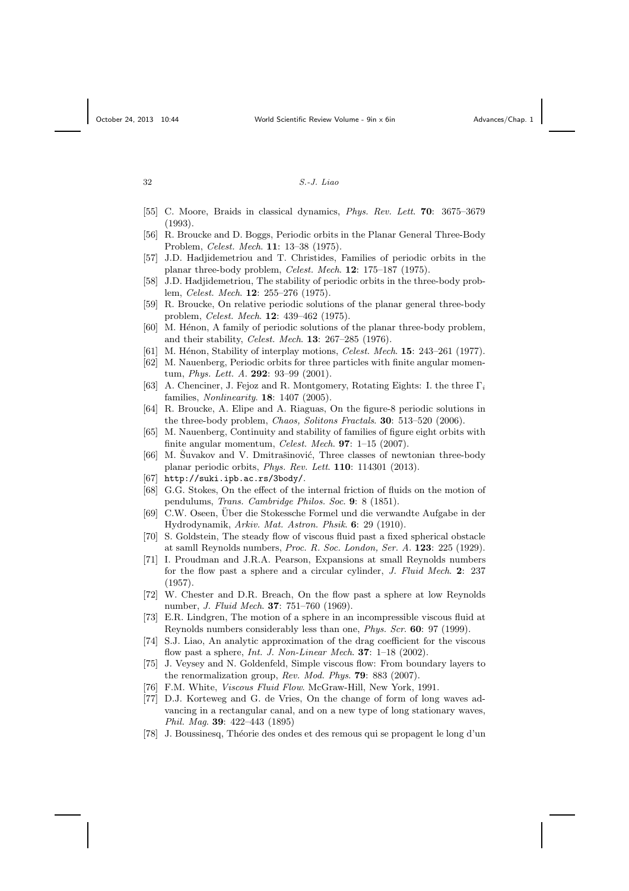[55] C. Moore, Braids in classical dynamics, *Phys. Rev. Lett.* **70**: 3675–3679 (1993).

[56] R. Broucke and D. Boggs, Periodic orbits in the Planar General Three-Body Problem, *Celest. Mech.* **11**: 13–38 (1975).

[57] J.D. Hadjidemetriou and T. Christides, Families of periodic orbits in the planar three-body problem, *Celest. Mech.* **12**: 175–187 (1975).

[58] J.D. Hadjidemetriou, The stability of periodic orbits in the three-body problem, *Celest. Mech.* **12**: 255–276 (1975).

[59] R. Broucke, On relative periodic solutions of the planar general three-body problem, *Celest. Mech.* **12**: 439–462 (1975).

[60] M. Hénon, A family of periodic solutions of the planar three-body problem, and their stability, *Celest. Mech.* **13**: 267–285 (1976).

[61] M. Hénon, Stability of interplay motions, *Celest. Mech.* **15**: 243–261 (1977).

[62] M. Nauenberg, Periodic orbits for three particles with finite angular momentum, *Phys. Lett. A.* **292**: 93–99 (2001).

[63] A. Chenciner, J. Fejoz and R. Montgomery, Rotating Eights: I. the three $\Gamma_i$ families, *Nonlinearity*. **18**: 1407 (2005).

[64] R. Broucke, A. Elipe and A. Riaguas, On the figure-8 periodic solutions in the three-body problem, *Chaos, Solitons Fractals*. **30**: 513–520 (2006).

[65] M. Nauenberg, Continuity and stability of families of figure eight orbits with finite angular momentum, *Celest. Mech.* **97**: 1–15 (2007).

[66] M. Šuvakov and V. Dmitrašinović, Three classes of newtonian three-body planar periodic orbits, *Phys. Rev. Lett*. **110**: 114301 (2013).

[67] http://suki.ipb.ac.rs/3body/.

[68] G.G. Stokes, On the effect of the internal friction of fluids on the motion of pendulums, *Trans. Cambridge Philos. Soc.* **9**: 8 (1851).

[69] C.W. Oseen, Über die Stokessche Formel und die verwandte Aufgabe in der Hydrodynamik, *Arkiv. Mat. Astron. Phsik*. **6**: 29 (1910).

[70] S. Goldstein, The steady flow of viscous fluid past a fixed spherical obstacle at samll Reynolds numbers, *Proc. R. Soc. London, Ser. A.* **123**: 225 (1929).

[71] I. Proudman and J.R.A. Pearson, Expansions at small Reynolds numbers for the flow past a sphere and a circular cylinder, *J. Fluid Mech.* **2**: 237 (1957).

[72] W. Chester and D.R. Breach, On the flow past a sphere at low Reynolds number, *J. Fluid Mech.* **37**: 751–760 (1969).

[73] E.R. Lindgren, The motion of a sphere in an incompressible viscous fluid at Reynolds numbers considerably less than one, *Phys. Scr.* **60**: 97 (1999).

[74] S.J. Liao, An analytic approximation of the drag coefficient for the viscous flow past a sphere, *Int. J. Non-Linear Mech.* **37**: 1–18 (2002).

[75] J. Veysey and N. Goldenfeld, Simple viscous flow: From boundary layers to the renormalization group, *Rev. Mod. Phys.* **79**: 883 (2007).

[76] F.M. White, *Viscous Fluid Flow*. McGraw-Hill, New York, 1991.

[77] D.J. Korteweg and G. de Vries, On the change of form of long waves advancing in a rectangular canal, and on a new type of long stationary waves, *Phil. Mag.* **39**: 422–443 (1895)

[78] J. Boussinesq, Théorie des ondes et des remous qui se propagent le long d'un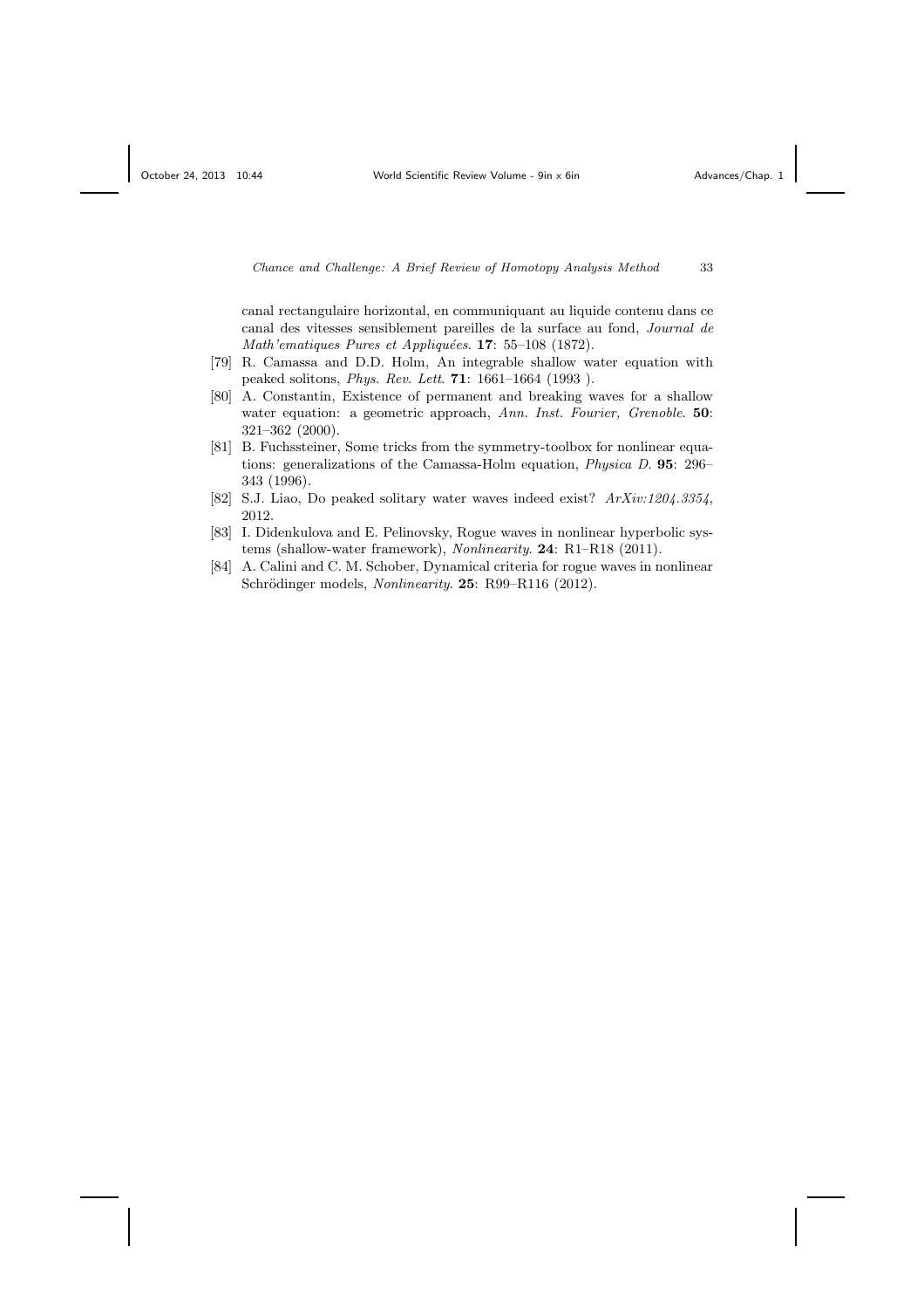canal rectangulaire horizontal, en communiquant au liquide contenu dans ce canal des vitesses sensiblement pareilles de la surface au fond, *Journal de Math'ematiques Pures et Appliquées*. **17**: 55–108 (1872).

[79] R. Camassa and D.D. Holm, An integrable shallow water equation with peaked solitons, *Phys. Rev. Lett*. **71**: 1661–1664 (1993 ).

[80] A. Constantin, Existence of permanent and breaking waves for a shallow water equation: a geometric approach, *Ann. Inst. Fourier, Grenoble*. **50**: 321–362 (2000).

[81] B. Fuchssteiner, Some tricks from the symmetry-toolbox for nonlinear equations: generalizations of the Camassa-Holm equation, *Physica D*. **95**: 296–343 (1996).

[82] S.J. Liao, Do peaked solitary water waves indeed exist? *ArXiv:1204.3354*, 2012.

[83] I. Didenkulova and E. Pelinovsky, Rogue waves in nonlinear hyperbolic systems (shallow-water framework), *Nonlinearity*. **24**: R1–R18 (2011).

[84] A. Calini and C. M. Schober, Dynamical criteria for rogue waves in nonlinear Schrödinger models, *Nonlinearity*. **25**: R99–R116 (2012).